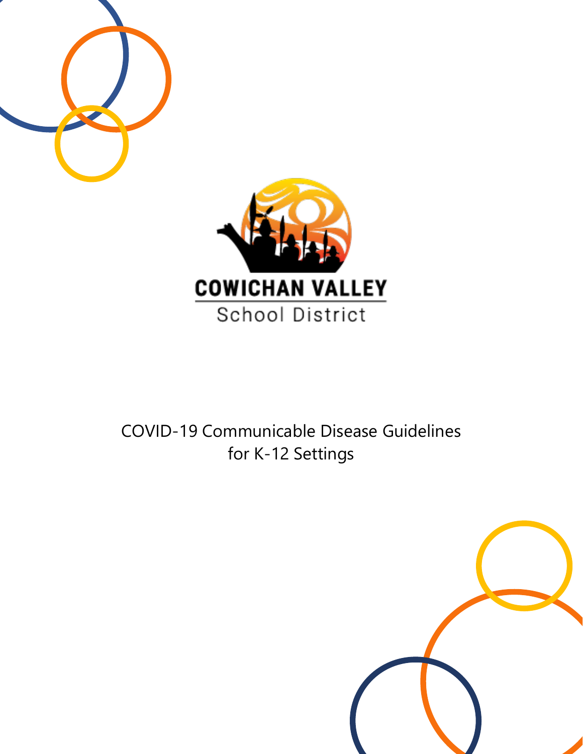COWICHAN VALLEY

School District

# COVID-19 Communicable Disease Guidelines for K-12 Settings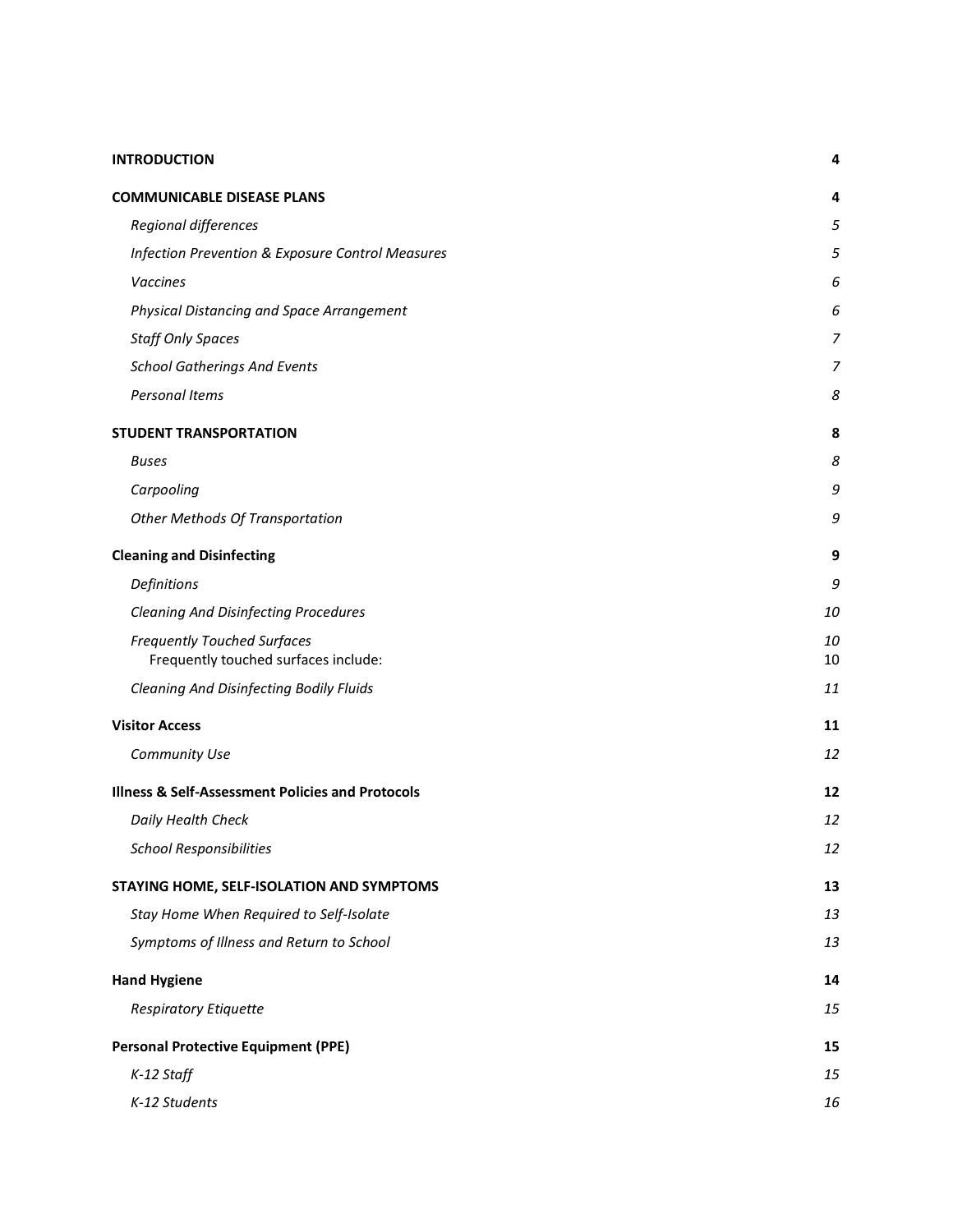**INTRODUCTION** 4

**COMMUNICABLE DISEASE PLANS** 4

- *Regional differences* 5
- *Infection Prevention & Exposure Control Measures* 5
- *Vaccines* 6
- *Physical Distancing and Space Arrangement* 6
- *Staff Only Spaces* 7
- *School Gatherings And Events* 7
- *Personal Items* 8

**STUDENT TRANSPORTATION** 8

- *Buses* 8
- *Carpooling* 9
- *Other Methods Of Transportation* 9

**Cleaning and Disinfecting** 9

- *Definitions* 9
- *Cleaning And Disinfecting Procedures* 10
- *Frequently Touched Surfaces* 10
  - Frequently touched surfaces include: 10
- *Cleaning And Disinfecting Bodily Fluids* 11

**Visitor Access** 11

- *Community Use* 12

**Illness & Self-Assessment Policies and Protocols** 12

- *Daily Health Check* 12
- *School Responsibilities* 12

**STAYING HOME, SELF-ISOLATION AND SYMPTOMS** 13

- *Stay Home When Required to Self-Isolate* 13
- *Symptoms of Illness and Return to School* 13

**Hand Hygiene** 14

- *Respiratory Etiquette* 15

**Personal Protective Equipment (PPE)** 15

- *K-12 Staff* 15
- *K-12 Students* 16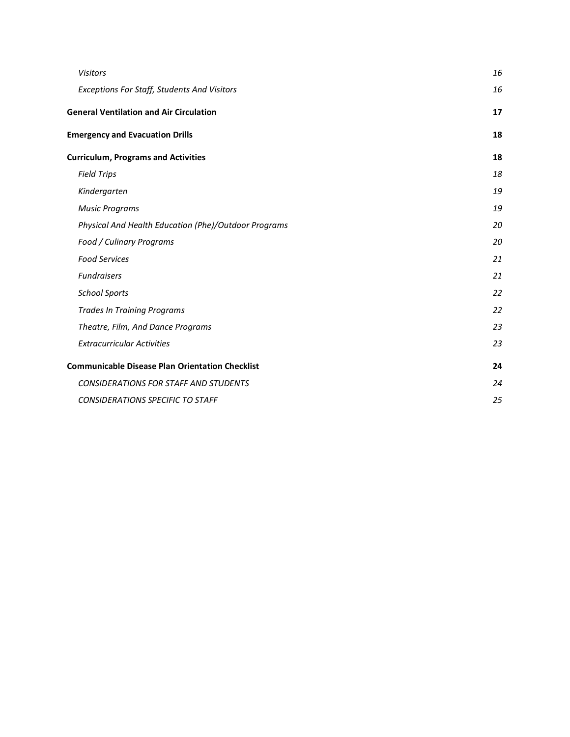| | |
|---|---|
| *Visitors* | *16* |
| *Exceptions For Staff, Students And Visitors* | *16* |
| **General Ventilation and Air Circulation** | **17** |
| **Emergency and Evacuation Drills** | **18** |
| **Curriculum, Programs and Activities** | **18** |
| *Field Trips* | *18* |
| *Kindergarten* | *19* |
| *Music Programs* | *19* |
| *Physical And Health Education (Phe)/Outdoor Programs* | *20* |
| *Food / Culinary Programs* | *20* |
| *Food Services* | *21* |
| *Fundraisers* | *21* |
| *School Sports* | *22* |
| *Trades In Training Programs* | *22* |
| *Theatre, Film, And Dance Programs* | *23* |
| *Extracurricular Activities* | *23* |
| **Communicable Disease Plan Orientation Checklist** | **24** |
| *CONSIDERATIONS FOR STAFF AND STUDENTS* | *24* |
| *CONSIDERATIONS SPECIFIC TO STAFF* | *25* |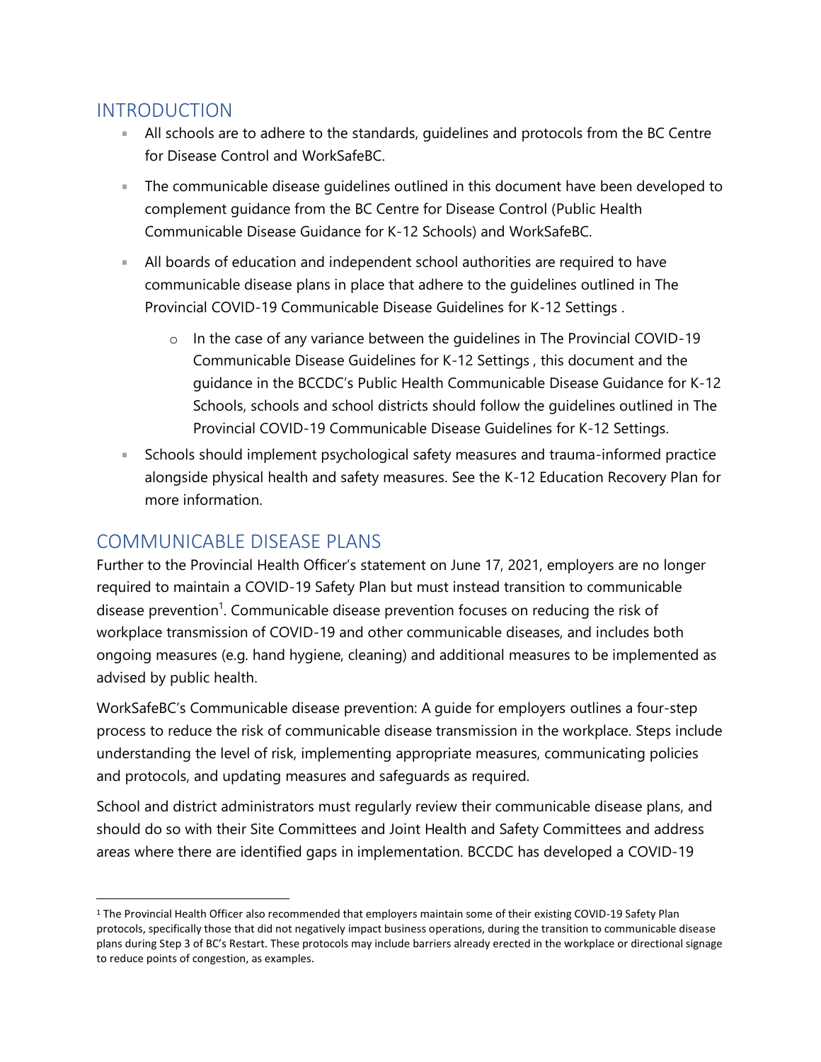## INTRODUCTION

- All schools are to adhere to the standards, guidelines and protocols from the BC Centre for Disease Control and WorkSafeBC.
- The communicable disease guidelines outlined in this document have been developed to complement guidance from the BC Centre for Disease Control (Public Health Communicable Disease Guidance for K-12 Schools) and WorkSafeBC.
- All boards of education and independent school authorities are required to have communicable disease plans in place that adhere to the guidelines outlined in The Provincial COVID-19 Communicable Disease Guidelines for K-12 Settings .
  - In the case of any variance between the guidelines in The Provincial COVID-19 Communicable Disease Guidelines for K-12 Settings , this document and the guidance in the BCCDC's Public Health Communicable Disease Guidance for K-12 Schools, schools and school districts should follow the guidelines outlined in The Provincial COVID-19 Communicable Disease Guidelines for K-12 Settings.
- Schools should implement psychological safety measures and trauma-informed practice alongside physical health and safety measures. See the K-12 Education Recovery Plan for more information.

## COMMUNICABLE DISEASE PLANS

Further to the Provincial Health Officer's statement on June 17, 2021, employers are no longer required to maintain a COVID-19 Safety Plan but must instead transition to communicable disease prevention[1]. Communicable disease prevention focuses on reducing the risk of workplace transmission of COVID-19 and other communicable diseases, and includes both ongoing measures (e.g. hand hygiene, cleaning) and additional measures to be implemented as advised by public health.

WorkSafeBC's Communicable disease prevention: A guide for employers outlines a four-step process to reduce the risk of communicable disease transmission in the workplace. Steps include understanding the level of risk, implementing appropriate measures, communicating policies and protocols, and updating measures and safeguards as required.

School and district administrators must regularly review their communicable disease plans, and should do so with their Site Committees and Joint Health and Safety Committees and address areas where there are identified gaps in implementation. BCCDC has developed a COVID-19

---

[1] The Provincial Health Officer also recommended that employers maintain some of their existing COVID-19 Safety Plan protocols, specifically those that did not negatively impact business operations, during the transition to communicable disease plans during Step 3 of BC's Restart. These protocols may include barriers already erected in the workplace or directional signage to reduce points of congestion, as examples.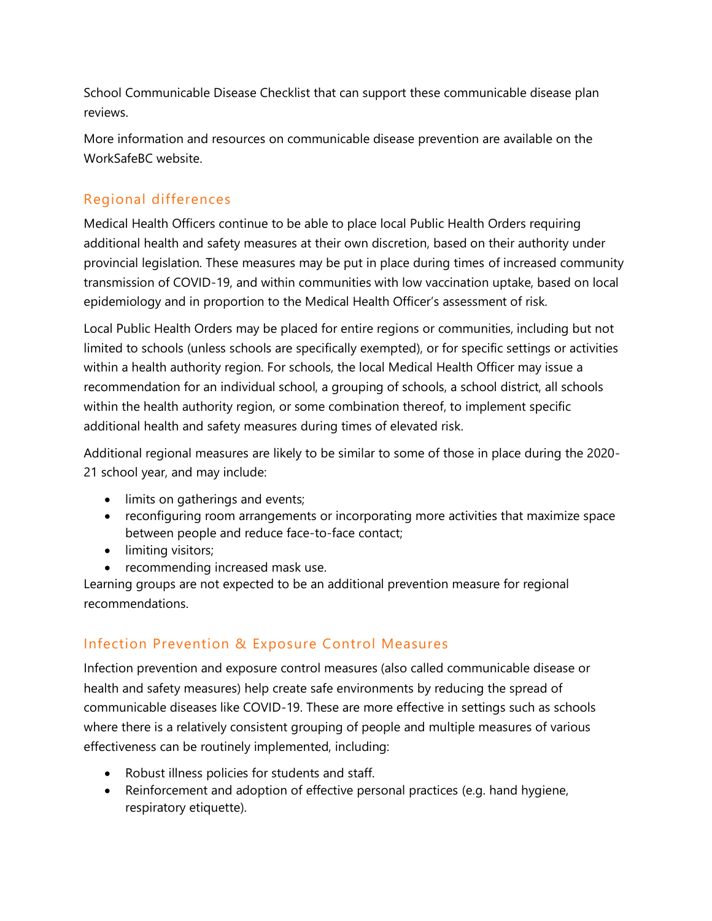School Communicable Disease Checklist that can support these communicable disease plan reviews.

More information and resources on communicable disease prevention are available on the WorkSafeBC website.

## Regional differences

Medical Health Officers continue to be able to place local Public Health Orders requiring additional health and safety measures at their own discretion, based on their authority under provincial legislation. These measures may be put in place during times of increased community transmission of COVID-19, and within communities with low vaccination uptake, based on local epidemiology and in proportion to the Medical Health Officer's assessment of risk.

Local Public Health Orders may be placed for entire regions or communities, including but not limited to schools (unless schools are specifically exempted), or for specific settings or activities within a health authority region. For schools, the local Medical Health Officer may issue a recommendation for an individual school, a grouping of schools, a school district, all schools within the health authority region, or some combination thereof, to implement specific additional health and safety measures during times of elevated risk.

Additional regional measures are likely to be similar to some of those in place during the 2020-21 school year, and may include:

- limits on gatherings and events;
- reconfiguring room arrangements or incorporating more activities that maximize space between people and reduce face-to-face contact;
- limiting visitors;
- recommending increased mask use.

Learning groups are not expected to be an additional prevention measure for regional recommendations.

## Infection Prevention & Exposure Control Measures

Infection prevention and exposure control measures (also called communicable disease or health and safety measures) help create safe environments by reducing the spread of communicable diseases like COVID-19. These are more effective in settings such as schools where there is a relatively consistent grouping of people and multiple measures of various effectiveness can be routinely implemented, including:

- Robust illness policies for students and staff.
- Reinforcement and adoption of effective personal practices (e.g. hand hygiene, respiratory etiquette).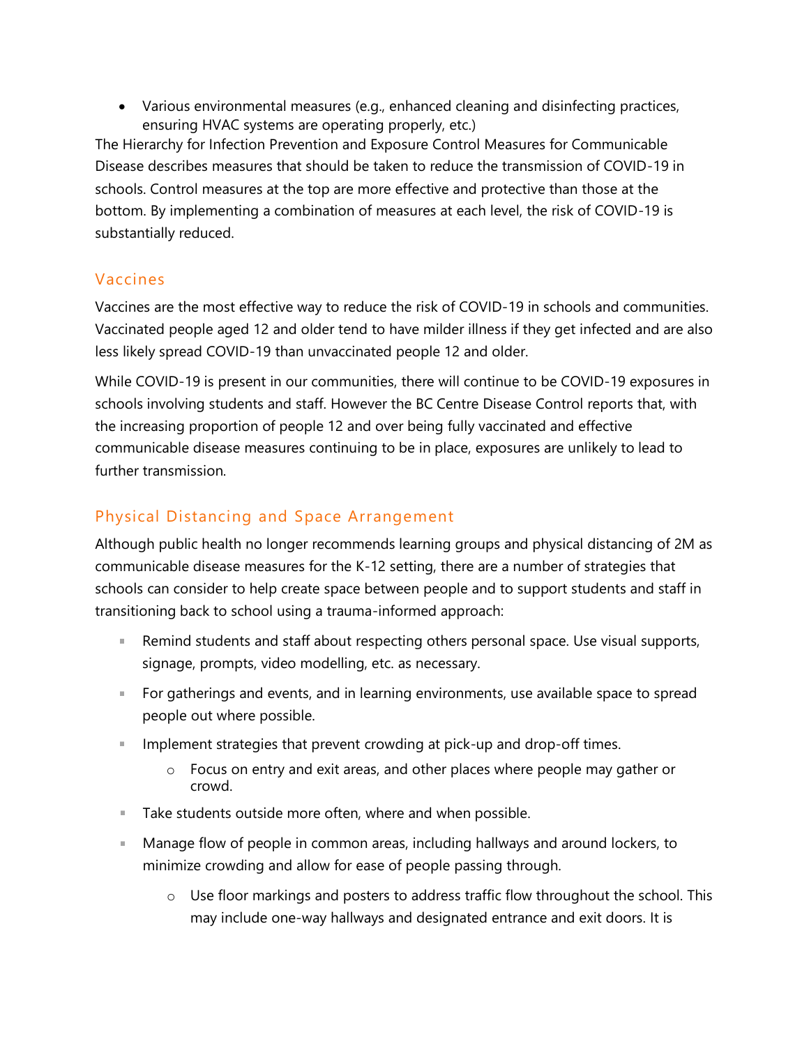- Various environmental measures (e.g., enhanced cleaning and disinfecting practices, ensuring HVAC systems are operating properly, etc.)

The Hierarchy for Infection Prevention and Exposure Control Measures for Communicable Disease describes measures that should be taken to reduce the transmission of COVID-19 in schools. Control measures at the top are more effective and protective than those at the bottom. By implementing a combination of measures at each level, the risk of COVID-19 is substantially reduced.

## Vaccines

Vaccines are the most effective way to reduce the risk of COVID-19 in schools and communities. Vaccinated people aged 12 and older tend to have milder illness if they get infected and are also less likely spread COVID-19 than unvaccinated people 12 and older.

While COVID-19 is present in our communities, there will continue to be COVID-19 exposures in schools involving students and staff. However the BC Centre Disease Control reports that, with the increasing proportion of people 12 and over being fully vaccinated and effective communicable disease measures continuing to be in place, exposures are unlikely to lead to further transmission.

## Physical Distancing and Space Arrangement

Although public health no longer recommends learning groups and physical distancing of 2M as communicable disease measures for the K-12 setting, there are a number of strategies that schools can consider to help create space between people and to support students and staff in transitioning back to school using a trauma-informed approach:

- Remind students and staff about respecting others personal space. Use visual supports, signage, prompts, video modelling, etc. as necessary.
- For gatherings and events, and in learning environments, use available space to spread people out where possible.
- Implement strategies that prevent crowding at pick-up and drop-off times.
  - Focus on entry and exit areas, and other places where people may gather or crowd.
- Take students outside more often, where and when possible.
- Manage flow of people in common areas, including hallways and around lockers, to minimize crowding and allow for ease of people passing through.
  - Use floor markings and posters to address traffic flow throughout the school. This may include one-way hallways and designated entrance and exit doors. It is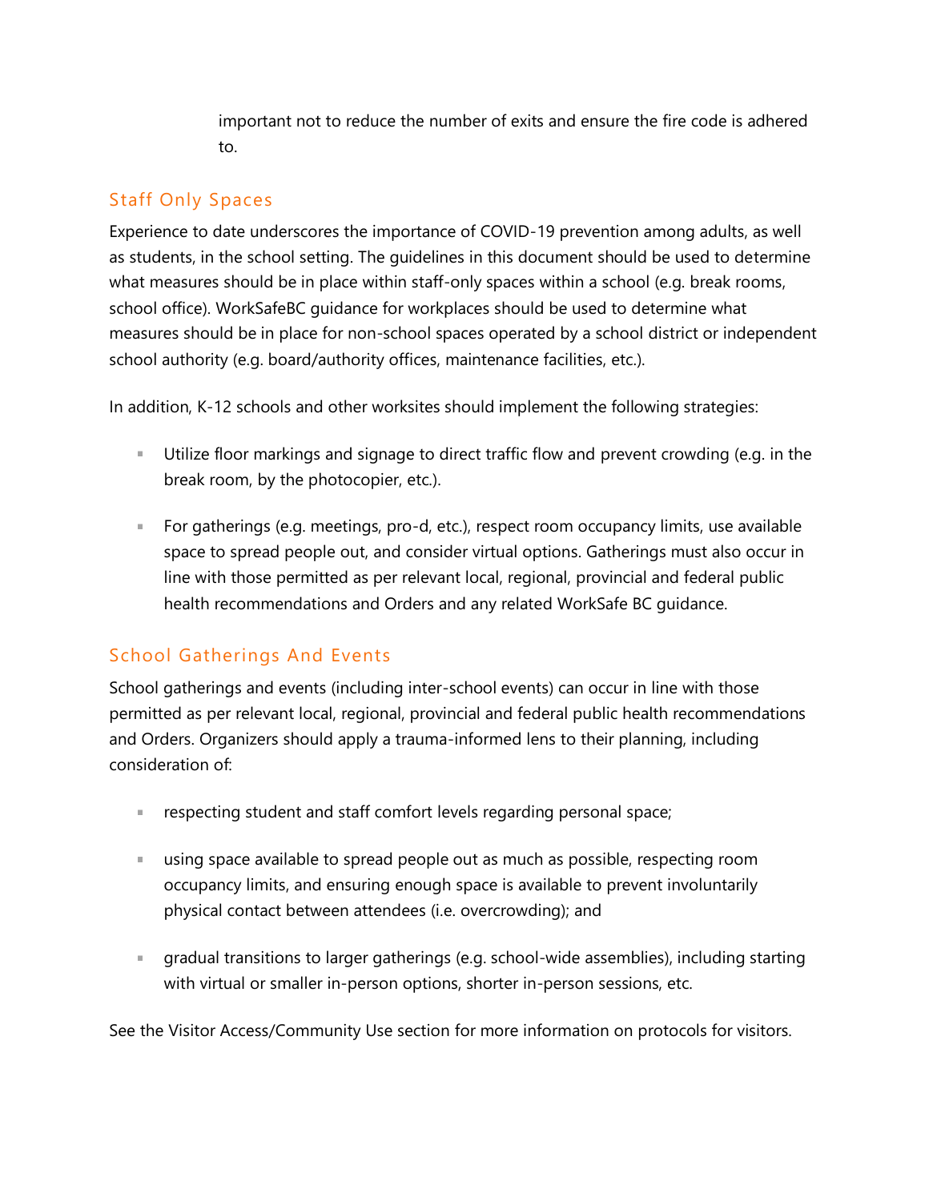important not to reduce the number of exits and ensure the fire code is adhered to.

## Staff Only Spaces

Experience to date underscores the importance of COVID-19 prevention among adults, as well as students, in the school setting. The guidelines in this document should be used to determine what measures should be in place within staff-only spaces within a school (e.g. break rooms, school office). WorkSafeBC guidance for workplaces should be used to determine what measures should be in place for non-school spaces operated by a school district or independent school authority (e.g. board/authority offices, maintenance facilities, etc.).

In addition, K-12 schools and other worksites should implement the following strategies:

- Utilize floor markings and signage to direct traffic flow and prevent crowding (e.g. in the break room, by the photocopier, etc.).
- For gatherings (e.g. meetings, pro-d, etc.), respect room occupancy limits, use available space to spread people out, and consider virtual options. Gatherings must also occur in line with those permitted as per relevant local, regional, provincial and federal public health recommendations and Orders and any related WorkSafe BC guidance.

## School Gatherings And Events

School gatherings and events (including inter-school events) can occur in line with those permitted as per relevant local, regional, provincial and federal public health recommendations and Orders. Organizers should apply a trauma-informed lens to their planning, including consideration of:

- respecting student and staff comfort levels regarding personal space;
- using space available to spread people out as much as possible, respecting room occupancy limits, and ensuring enough space is available to prevent involuntarily physical contact between attendees (i.e. overcrowding); and
- gradual transitions to larger gatherings (e.g. school-wide assemblies), including starting with virtual or smaller in-person options, shorter in-person sessions, etc.

See the Visitor Access/Community Use section for more information on protocols for visitors.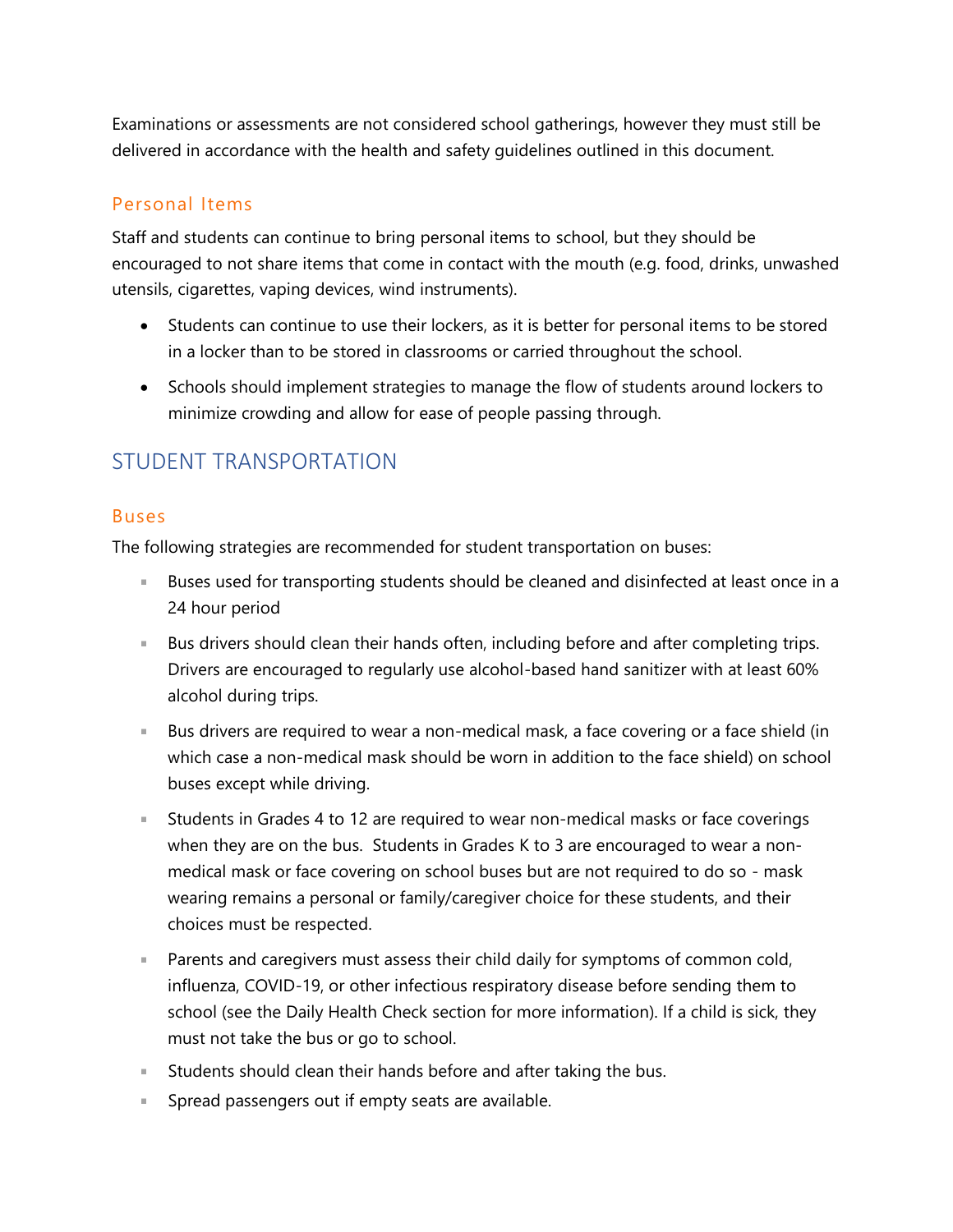Examinations or assessments are not considered school gatherings, however they must still be delivered in accordance with the health and safety guidelines outlined in this document.

### Personal Items

Staff and students can continue to bring personal items to school, but they should be encouraged to not share items that come in contact with the mouth (e.g. food, drinks, unwashed utensils, cigarettes, vaping devices, wind instruments).

- Students can continue to use their lockers, as it is better for personal items to be stored in a locker than to be stored in classrooms or carried throughout the school.
- Schools should implement strategies to manage the flow of students around lockers to minimize crowding and allow for ease of people passing through.

## STUDENT TRANSPORTATION

### Buses

The following strategies are recommended for student transportation on buses:

- Buses used for transporting students should be cleaned and disinfected at least once in a 24 hour period
- Bus drivers should clean their hands often, including before and after completing trips. Drivers are encouraged to regularly use alcohol-based hand sanitizer with at least 60% alcohol during trips.
- Bus drivers are required to wear a non-medical mask, a face covering or a face shield (in which case a non-medical mask should be worn in addition to the face shield) on school buses except while driving.
- Students in Grades 4 to 12 are required to wear non-medical masks or face coverings when they are on the bus. Students in Grades K to 3 are encouraged to wear a non-medical mask or face covering on school buses but are not required to do so - mask wearing remains a personal or family/caregiver choice for these students, and their choices must be respected.
- Parents and caregivers must assess their child daily for symptoms of common cold, influenza, COVID-19, or other infectious respiratory disease before sending them to school (see the Daily Health Check section for more information). If a child is sick, they must not take the bus or go to school.
- Students should clean their hands before and after taking the bus.
- Spread passengers out if empty seats are available.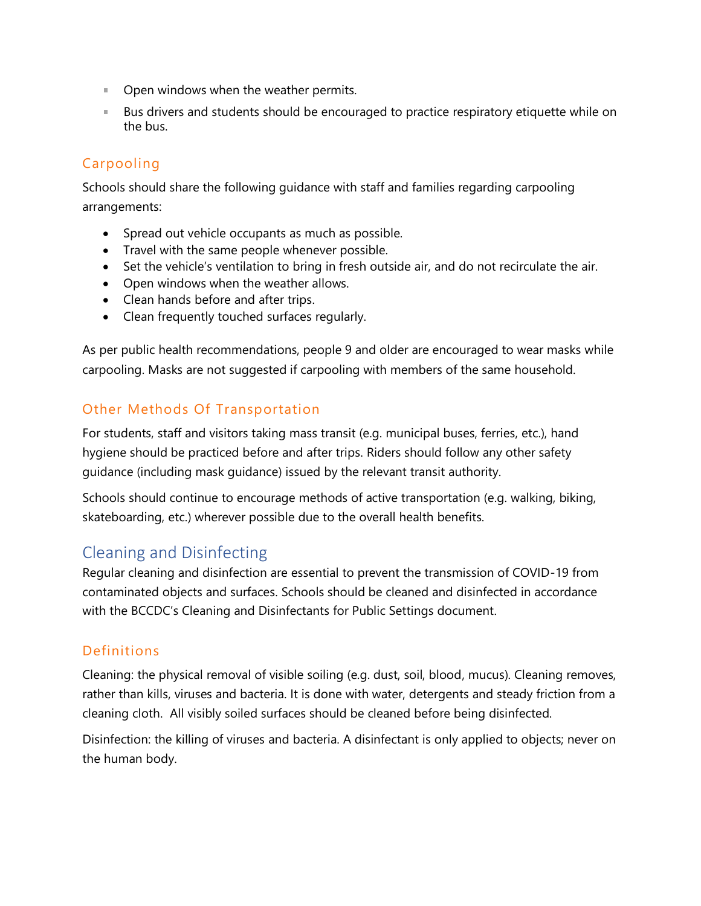- Open windows when the weather permits.
- Bus drivers and students should be encouraged to practice respiratory etiquette while on the bus.

### Carpooling

Schools should share the following guidance with staff and families regarding carpooling arrangements:

- Spread out vehicle occupants as much as possible.
- Travel with the same people whenever possible.
- Set the vehicle's ventilation to bring in fresh outside air, and do not recirculate the air.
- Open windows when the weather allows.
- Clean hands before and after trips.
- Clean frequently touched surfaces regularly.

As per public health recommendations, people 9 and older are encouraged to wear masks while carpooling. Masks are not suggested if carpooling with members of the same household.

### Other Methods Of Transportation

For students, staff and visitors taking mass transit (e.g. municipal buses, ferries, etc.), hand hygiene should be practiced before and after trips. Riders should follow any other safety guidance (including mask guidance) issued by the relevant transit authority.

Schools should continue to encourage methods of active transportation (e.g. walking, biking, skateboarding, etc.) wherever possible due to the overall health benefits.

## Cleaning and Disinfecting

Regular cleaning and disinfection are essential to prevent the transmission of COVID-19 from contaminated objects and surfaces. Schools should be cleaned and disinfected in accordance with the BCCDC's Cleaning and Disinfectants for Public Settings document.

### Definitions

Cleaning: the physical removal of visible soiling (e.g. dust, soil, blood, mucus). Cleaning removes, rather than kills, viruses and bacteria. It is done with water, detergents and steady friction from a cleaning cloth. All visibly soiled surfaces should be cleaned before being disinfected.

Disinfection: the killing of viruses and bacteria. A disinfectant is only applied to objects; never on the human body.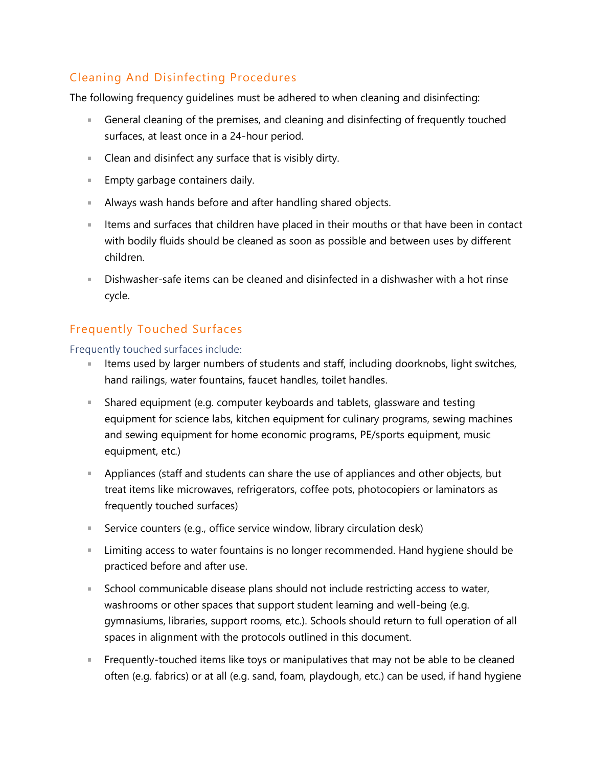## Cleaning And Disinfecting Procedures

The following frequency guidelines must be adhered to when cleaning and disinfecting:

- General cleaning of the premises, and cleaning and disinfecting of frequently touched surfaces, at least once in a 24-hour period.
- Clean and disinfect any surface that is visibly dirty.
- Empty garbage containers daily.
- Always wash hands before and after handling shared objects.
- Items and surfaces that children have placed in their mouths or that have been in contact with bodily fluids should be cleaned as soon as possible and between uses by different children.
- Dishwasher-safe items can be cleaned and disinfected in a dishwasher with a hot rinse cycle.

## Frequently Touched Surfaces

### Frequently touched surfaces include:

- Items used by larger numbers of students and staff, including doorknobs, light switches, hand railings, water fountains, faucet handles, toilet handles.
- Shared equipment (e.g. computer keyboards and tablets, glassware and testing equipment for science labs, kitchen equipment for culinary programs, sewing machines and sewing equipment for home economic programs, PE/sports equipment, music equipment, etc.)
- Appliances (staff and students can share the use of appliances and other objects, but treat items like microwaves, refrigerators, coffee pots, photocopiers or laminators as frequently touched surfaces)
- Service counters (e.g., office service window, library circulation desk)
- Limiting access to water fountains is no longer recommended. Hand hygiene should be practiced before and after use.
- School communicable disease plans should not include restricting access to water, washrooms or other spaces that support student learning and well-being (e.g. gymnasiums, libraries, support rooms, etc.). Schools should return to full operation of all spaces in alignment with the protocols outlined in this document.
- Frequently-touched items like toys or manipulatives that may not be able to be cleaned often (e.g. fabrics) or at all (e.g. sand, foam, playdough, etc.) can be used, if hand hygiene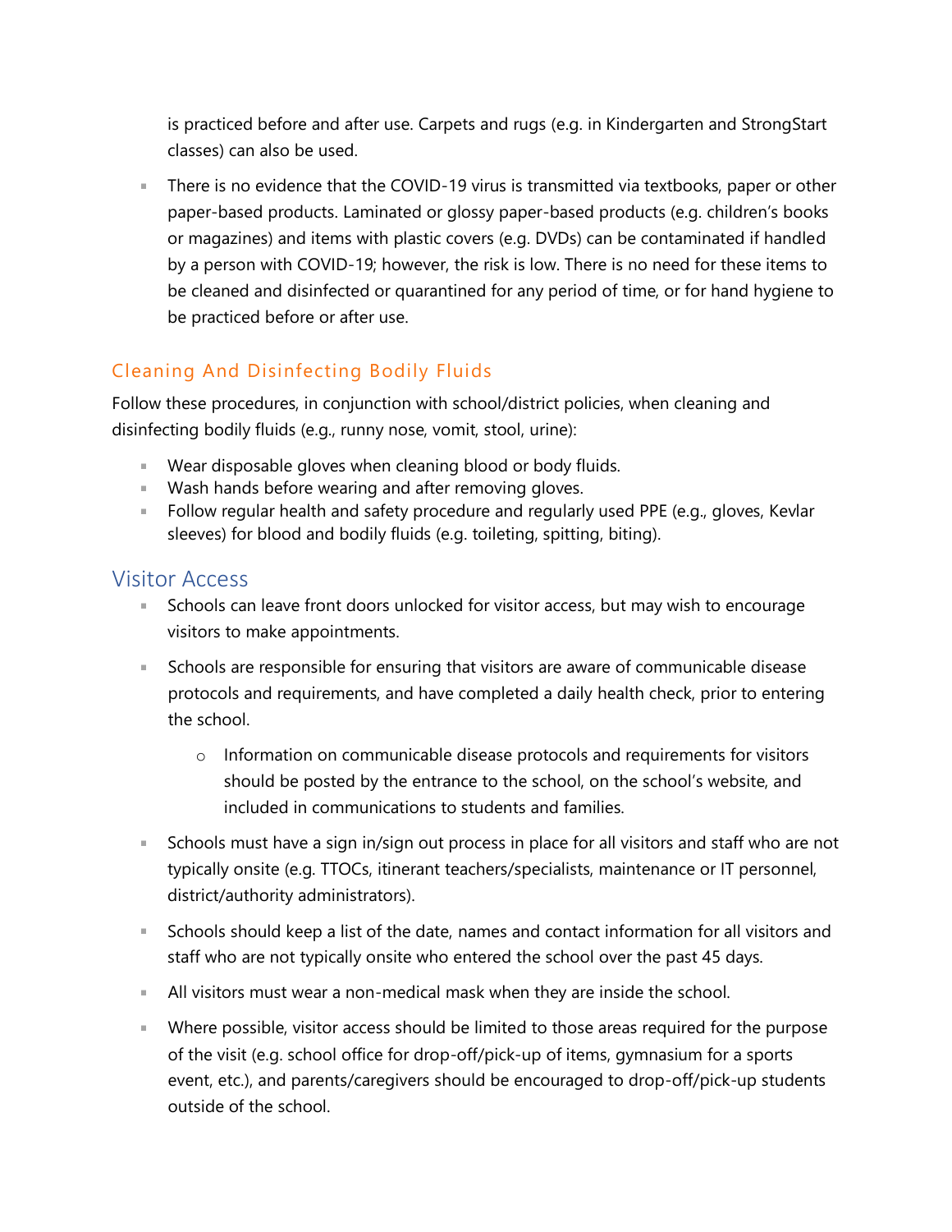is practiced before and after use. Carpets and rugs (e.g. in Kindergarten and StrongStart classes) can also be used.

- There is no evidence that the COVID-19 virus is transmitted via textbooks, paper or other paper-based products. Laminated or glossy paper-based products (e.g. children's books or magazines) and items with plastic covers (e.g. DVDs) can be contaminated if handled by a person with COVID-19; however, the risk is low. There is no need for these items to be cleaned and disinfected or quarantined for any period of time, or for hand hygiene to be practiced before or after use.

### Cleaning And Disinfecting Bodily Fluids

Follow these procedures, in conjunction with school/district policies, when cleaning and disinfecting bodily fluids (e.g., runny nose, vomit, stool, urine):

- Wear disposable gloves when cleaning blood or body fluids.
- Wash hands before wearing and after removing gloves.
- Follow regular health and safety procedure and regularly used PPE (e.g., gloves, Kevlar sleeves) for blood and bodily fluids (e.g. toileting, spitting, biting).

## Visitor Access

- Schools can leave front doors unlocked for visitor access, but may wish to encourage visitors to make appointments.
- Schools are responsible for ensuring that visitors are aware of communicable disease protocols and requirements, and have completed a daily health check, prior to entering the school.
  - Information on communicable disease protocols and requirements for visitors should be posted by the entrance to the school, on the school's website, and included in communications to students and families.
- Schools must have a sign in/sign out process in place for all visitors and staff who are not typically onsite (e.g. TTOCs, itinerant teachers/specialists, maintenance or IT personnel, district/authority administrators).
- Schools should keep a list of the date, names and contact information for all visitors and staff who are not typically onsite who entered the school over the past 45 days.
- All visitors must wear a non-medical mask when they are inside the school.
- Where possible, visitor access should be limited to those areas required for the purpose of the visit (e.g. school office for drop-off/pick-up of items, gymnasium for a sports event, etc.), and parents/caregivers should be encouraged to drop-off/pick-up students outside of the school.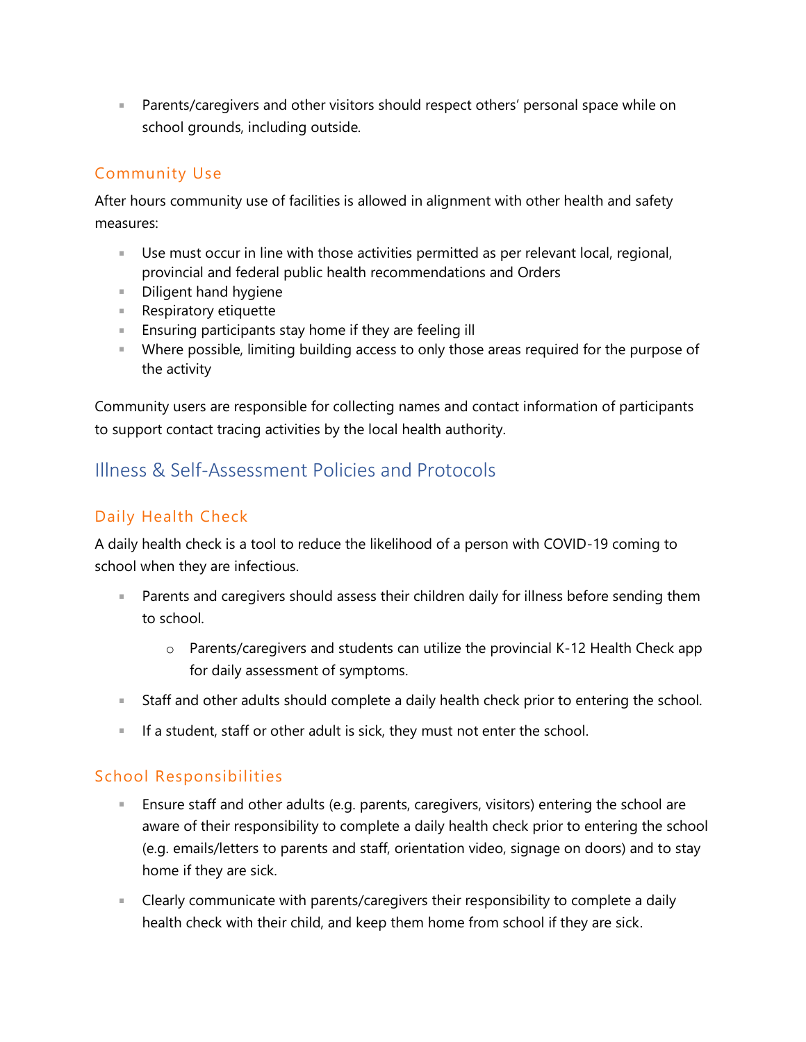- Parents/caregivers and other visitors should respect others' personal space while on school grounds, including outside.

### Community Use

After hours community use of facilities is allowed in alignment with other health and safety measures:

- Use must occur in line with those activities permitted as per relevant local, regional, provincial and federal public health recommendations and Orders
- Diligent hand hygiene
- Respiratory etiquette
- Ensuring participants stay home if they are feeling ill
- Where possible, limiting building access to only those areas required for the purpose of the activity

Community users are responsible for collecting names and contact information of participants to support contact tracing activities by the local health authority.

## Illness & Self-Assessment Policies and Protocols

### Daily Health Check

A daily health check is a tool to reduce the likelihood of a person with COVID-19 coming to school when they are infectious.

- Parents and caregivers should assess their children daily for illness before sending them to school.
    - Parents/caregivers and students can utilize the provincial K-12 Health Check app for daily assessment of symptoms.
- Staff and other adults should complete a daily health check prior to entering the school.
- If a student, staff or other adult is sick, they must not enter the school.

### School Responsibilities

- Ensure staff and other adults (e.g. parents, caregivers, visitors) entering the school are aware of their responsibility to complete a daily health check prior to entering the school (e.g. emails/letters to parents and staff, orientation video, signage on doors) and to stay home if they are sick.
- Clearly communicate with parents/caregivers their responsibility to complete a daily health check with their child, and keep them home from school if they are sick.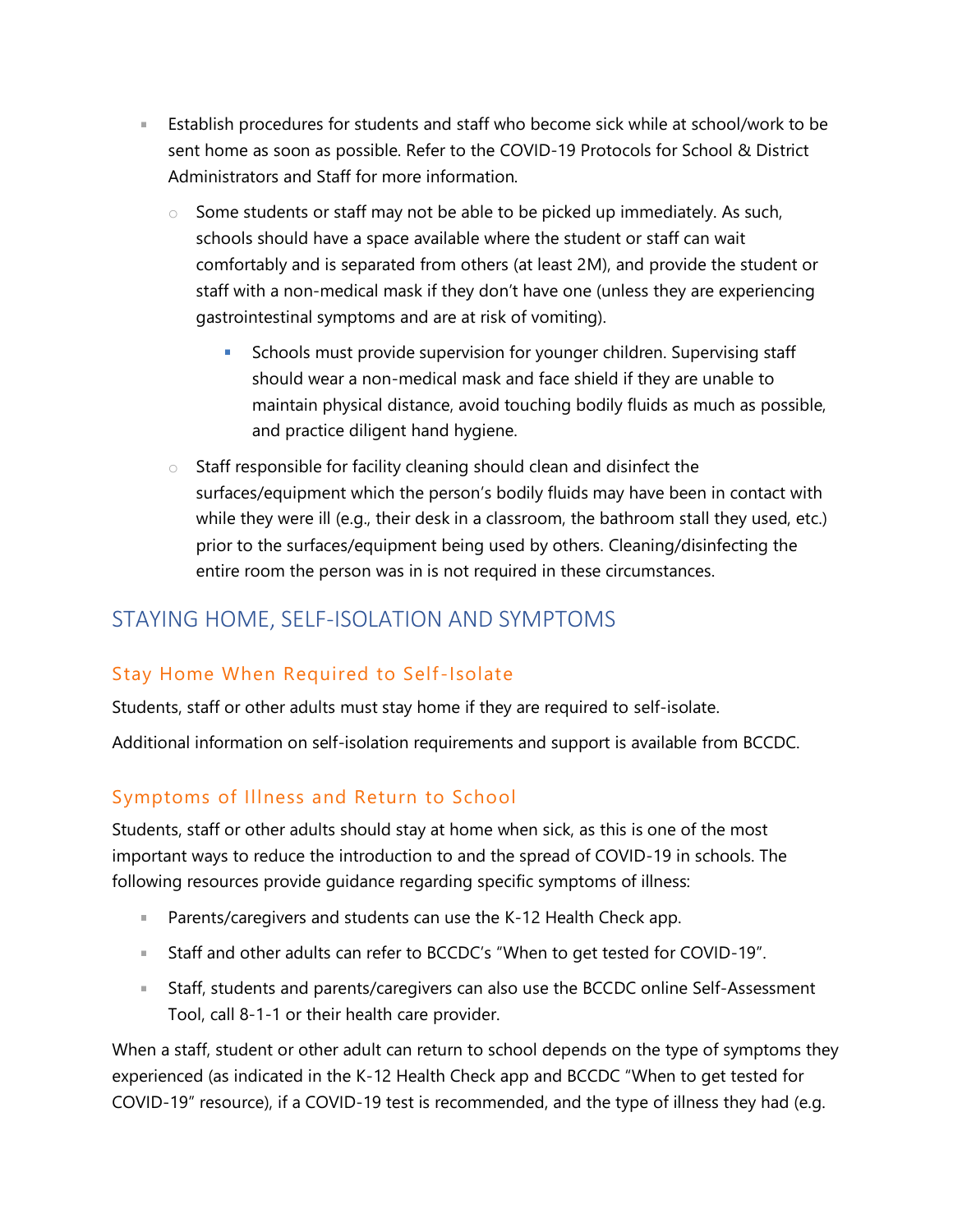- Establish procedures for students and staff who become sick while at school/work to be sent home as soon as possible. Refer to the COVID-19 Protocols for School & District Administrators and Staff for more information.
  - Some students or staff may not be able to be picked up immediately. As such, schools should have a space available where the student or staff can wait comfortably and is separated from others (at least 2M), and provide the student or staff with a non-medical mask if they don't have one (unless they are experiencing gastrointestinal symptoms and are at risk of vomiting).
    - Schools must provide supervision for younger children. Supervising staff should wear a non-medical mask and face shield if they are unable to maintain physical distance, avoid touching bodily fluids as much as possible, and practice diligent hand hygiene.
  - Staff responsible for facility cleaning should clean and disinfect the surfaces/equipment which the person's bodily fluids may have been in contact with while they were ill (e.g., their desk in a classroom, the bathroom stall they used, etc.) prior to the surfaces/equipment being used by others. Cleaning/disinfecting the entire room the person was in is not required in these circumstances.

## STAYING HOME, SELF-ISOLATION AND SYMPTOMS

### Stay Home When Required to Self-Isolate

Students, staff or other adults must stay home if they are required to self-isolate.

Additional information on self-isolation requirements and support is available from BCCDC.

### Symptoms of Illness and Return to School

Students, staff or other adults should stay at home when sick, as this is one of the most important ways to reduce the introduction to and the spread of COVID-19 in schools. The following resources provide guidance regarding specific symptoms of illness:

- Parents/caregivers and students can use the K-12 Health Check app.
- Staff and other adults can refer to BCCDC's "When to get tested for COVID-19".
- Staff, students and parents/caregivers can also use the BCCDC online Self-Assessment Tool, call 8-1-1 or their health care provider.

When a staff, student or other adult can return to school depends on the type of symptoms they experienced (as indicated in the K-12 Health Check app and BCCDC "When to get tested for COVID-19" resource), if a COVID-19 test is recommended, and the type of illness they had (e.g.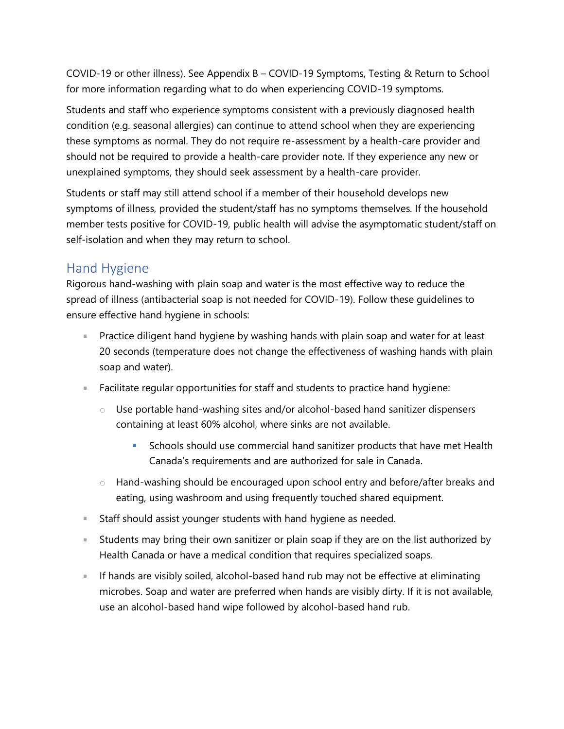COVID-19 or other illness). See Appendix B – COVID-19 Symptoms, Testing & Return to School for more information regarding what to do when experiencing COVID-19 symptoms.

Students and staff who experience symptoms consistent with a previously diagnosed health condition (e.g. seasonal allergies) can continue to attend school when they are experiencing these symptoms as normal. They do not require re-assessment by a health-care provider and should not be required to provide a health-care provider note. If they experience any new or unexplained symptoms, they should seek assessment by a health-care provider.

Students or staff may still attend school if a member of their household develops new symptoms of illness, provided the student/staff has no symptoms themselves. If the household member tests positive for COVID-19, public health will advise the asymptomatic student/staff on self-isolation and when they may return to school.

## Hand Hygiene

Rigorous hand-washing with plain soap and water is the most effective way to reduce the spread of illness (antibacterial soap is not needed for COVID-19). Follow these guidelines to ensure effective hand hygiene in schools:

- Practice diligent hand hygiene by washing hands with plain soap and water for at least 20 seconds (temperature does not change the effectiveness of washing hands with plain soap and water).
- Facilitate regular opportunities for staff and students to practice hand hygiene:
  - Use portable hand-washing sites and/or alcohol-based hand sanitizer dispensers containing at least 60% alcohol, where sinks are not available.
    - Schools should use commercial hand sanitizer products that have met Health Canada's requirements and are authorized for sale in Canada.
  - Hand-washing should be encouraged upon school entry and before/after breaks and eating, using washroom and using frequently touched shared equipment.
- Staff should assist younger students with hand hygiene as needed.
- Students may bring their own sanitizer or plain soap if they are on the list authorized by Health Canada or have a medical condition that requires specialized soaps.
- If hands are visibly soiled, alcohol-based hand rub may not be effective at eliminating microbes. Soap and water are preferred when hands are visibly dirty. If it is not available, use an alcohol-based hand wipe followed by alcohol-based hand rub.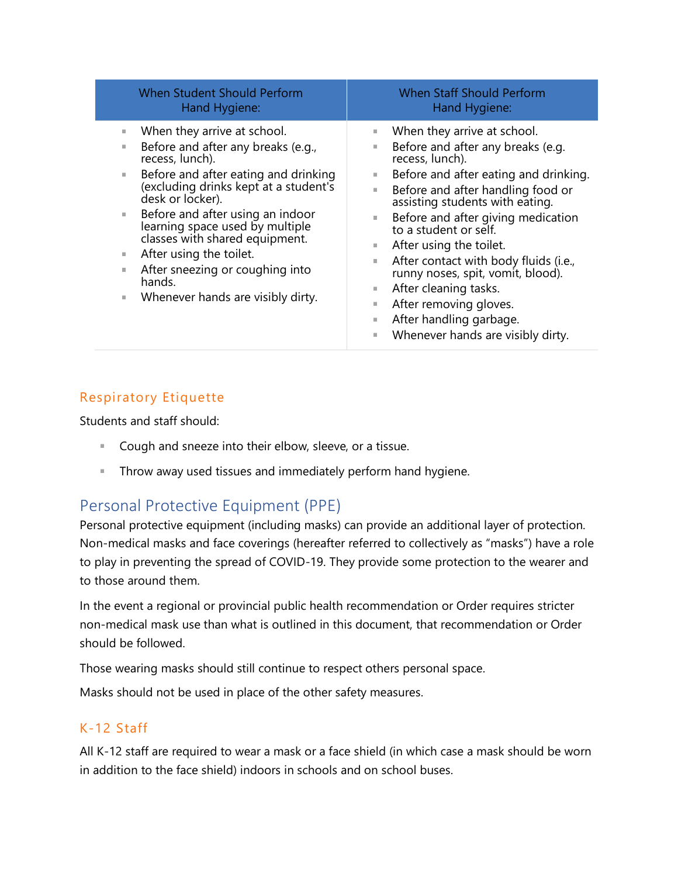| When Student Should Perform Hand Hygiene: | When Staff Should Perform Hand Hygiene: |
| --- | --- |
| ▪ When they arrive at school.<br>▪ Before and after any breaks (e.g., recess, lunch).<br>▪ Before and after eating and drinking (excluding drinks kept at a student's desk or locker).<br>▪ Before and after using an indoor learning space used by multiple classes with shared equipment.<br>▪ After using the toilet.<br>▪ After sneezing or coughing into hands.<br>▪ Whenever hands are visibly dirty. | ▪ When they arrive at school.<br>▪ Before and after any breaks (e.g. recess, lunch).<br>▪ Before and after eating and drinking.<br>▪ Before and after handling food or assisting students with eating.<br>▪ Before and after giving medication to a student or self.<br>▪ After using the toilet.<br>▪ After contact with body fluids (i.e., runny noses, spit, vomit, blood).<br>▪ After cleaning tasks.<br>▪ After removing gloves.<br>▪ After handling garbage.<br>▪ Whenever hands are visibly dirty. |

### Respiratory Etiquette

Students and staff should:

- Cough and sneeze into their elbow, sleeve, or a tissue.
- Throw away used tissues and immediately perform hand hygiene.

## Personal Protective Equipment (PPE)

Personal protective equipment (including masks) can provide an additional layer of protection. Non-medical masks and face coverings (hereafter referred to collectively as "masks") have a role to play in preventing the spread of COVID-19. They provide some protection to the wearer and to those around them.

In the event a regional or provincial public health recommendation or Order requires stricter non-medical mask use than what is outlined in this document, that recommendation or Order should be followed.

Those wearing masks should still continue to respect others personal space.

Masks should not be used in place of the other safety measures.

### K-12 Staff

All K-12 staff are required to wear a mask or a face shield (in which case a mask should be worn in addition to the face shield) indoors in schools and on school buses.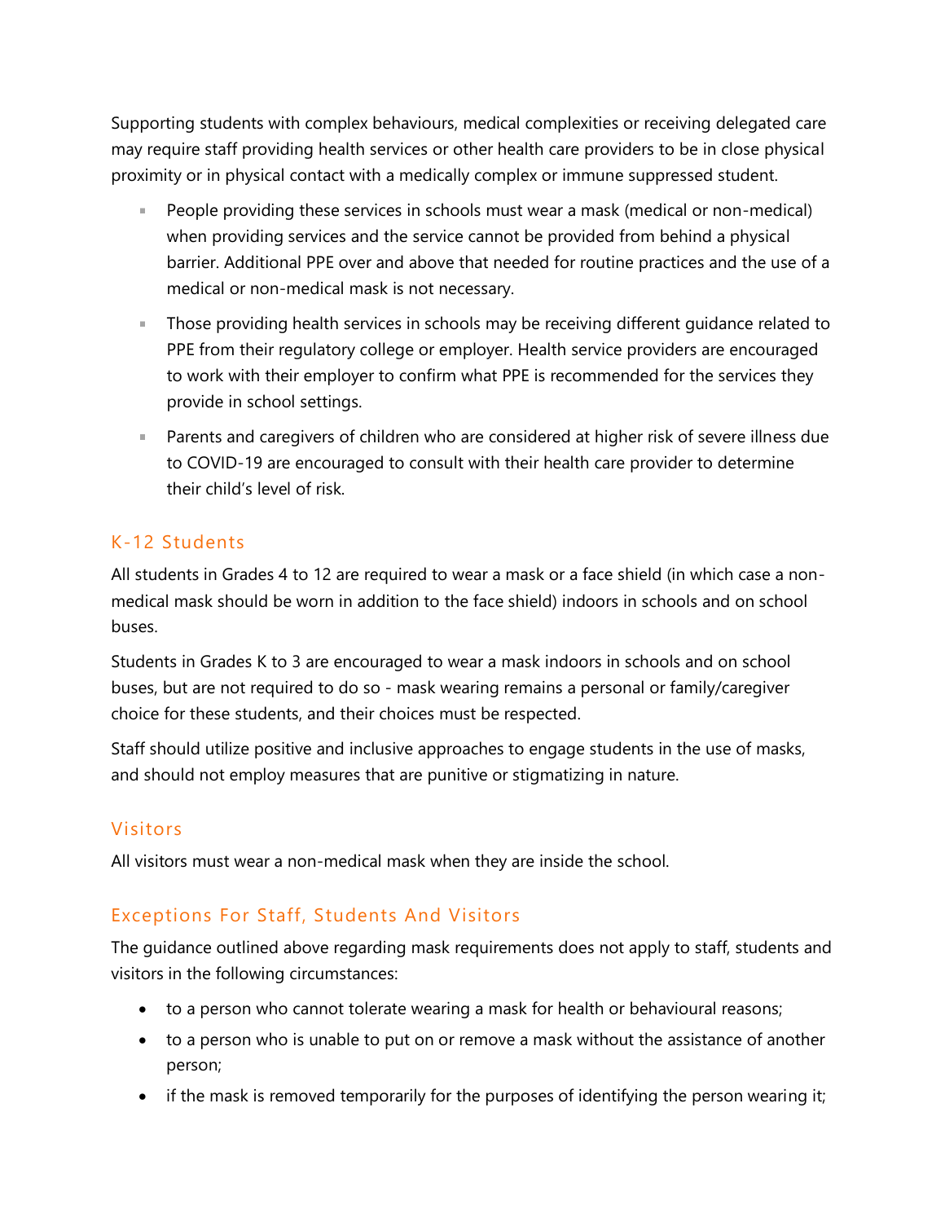Supporting students with complex behaviours, medical complexities or receiving delegated care may require staff providing health services or other health care providers to be in close physical proximity or in physical contact with a medically complex or immune suppressed student.

- People providing these services in schools must wear a mask (medical or non-medical) when providing services and the service cannot be provided from behind a physical barrier. Additional PPE over and above that needed for routine practices and the use of a medical or non-medical mask is not necessary.
- Those providing health services in schools may be receiving different guidance related to PPE from their regulatory college or employer. Health service providers are encouraged to work with their employer to confirm what PPE is recommended for the services they provide in school settings.
- Parents and caregivers of children who are considered at higher risk of severe illness due to COVID-19 are encouraged to consult with their health care provider to determine their child's level of risk.

## K-12 Students

All students in Grades 4 to 12 are required to wear a mask or a face shield (in which case a non-medical mask should be worn in addition to the face shield) indoors in schools and on school buses.

Students in Grades K to 3 are encouraged to wear a mask indoors in schools and on school buses, but are not required to do so - mask wearing remains a personal or family/caregiver choice for these students, and their choices must be respected.

Staff should utilize positive and inclusive approaches to engage students in the use of masks, and should not employ measures that are punitive or stigmatizing in nature.

## Visitors

All visitors must wear a non-medical mask when they are inside the school.

## Exceptions For Staff, Students And Visitors

The guidance outlined above regarding mask requirements does not apply to staff, students and visitors in the following circumstances:

- to a person who cannot tolerate wearing a mask for health or behavioural reasons;
- to a person who is unable to put on or remove a mask without the assistance of another person;
- if the mask is removed temporarily for the purposes of identifying the person wearing it;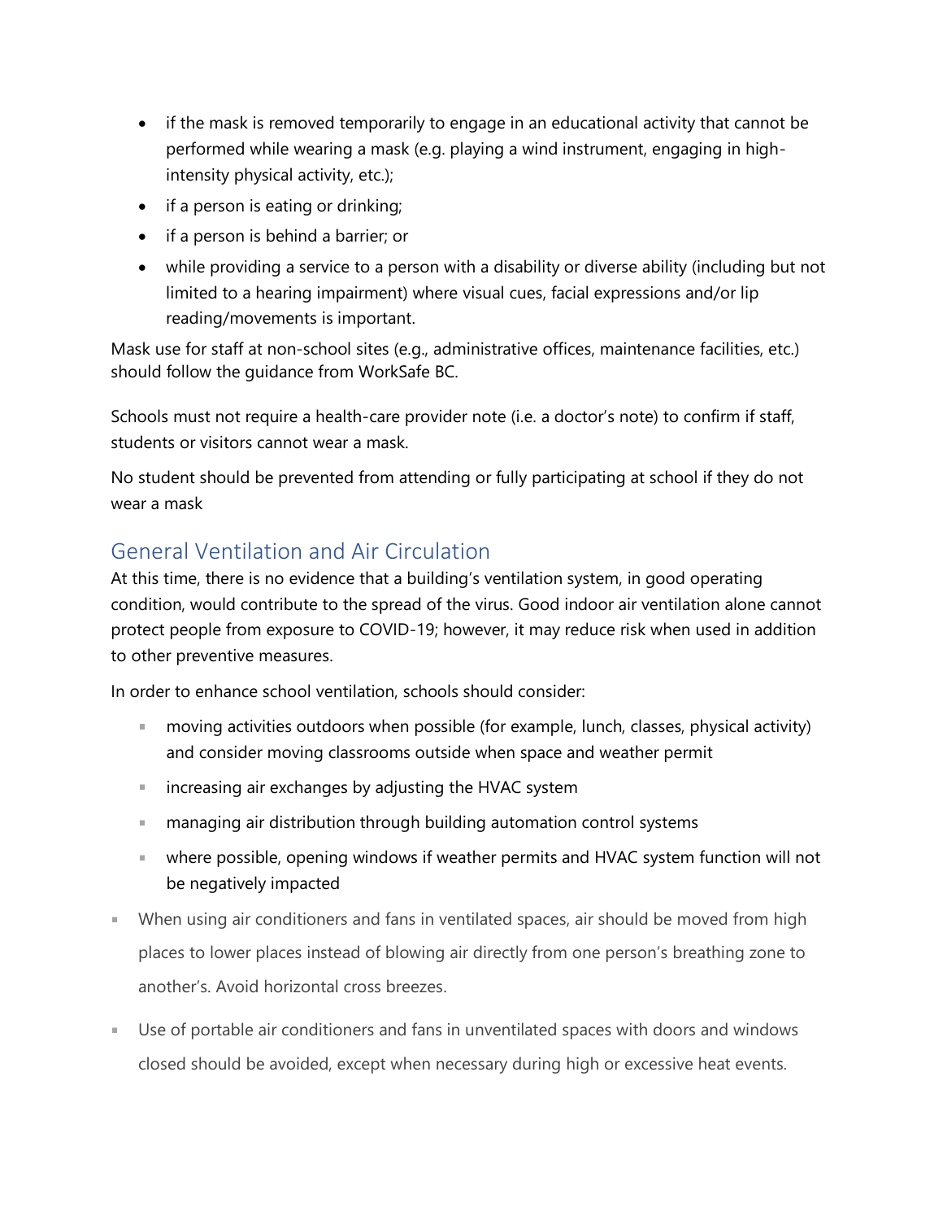- if the mask is removed temporarily to engage in an educational activity that cannot be performed while wearing a mask (e.g. playing a wind instrument, engaging in high-intensity physical activity, etc.);
- if a person is eating or drinking;
- if a person is behind a barrier; or
- while providing a service to a person with a disability or diverse ability (including but not limited to a hearing impairment) where visual cues, facial expressions and/or lip reading/movements is important.

Mask use for staff at non-school sites (e.g., administrative offices, maintenance facilities, etc.) should follow the guidance from WorkSafe BC.

Schools must not require a health-care provider note (i.e. a doctor's note) to confirm if staff, students or visitors cannot wear a mask.

No student should be prevented from attending or fully participating at school if they do not wear a mask

## General Ventilation and Air Circulation

At this time, there is no evidence that a building's ventilation system, in good operating condition, would contribute to the spread of the virus. Good indoor air ventilation alone cannot protect people from exposure to COVID-19; however, it may reduce risk when used in addition to other preventive measures.

In order to enhance school ventilation, schools should consider:

- moving activities outdoors when possible (for example, lunch, classes, physical activity) and consider moving classrooms outside when space and weather permit
- increasing air exchanges by adjusting the HVAC system
- managing air distribution through building automation control systems
- where possible, opening windows if weather permits and HVAC system function will not be negatively impacted

- When using air conditioners and fans in ventilated spaces, air should be moved from high places to lower places instead of blowing air directly from one person's breathing zone to another's. Avoid horizontal cross breezes.
- Use of portable air conditioners and fans in unventilated spaces with doors and windows closed should be avoided, except when necessary during high or excessive heat events.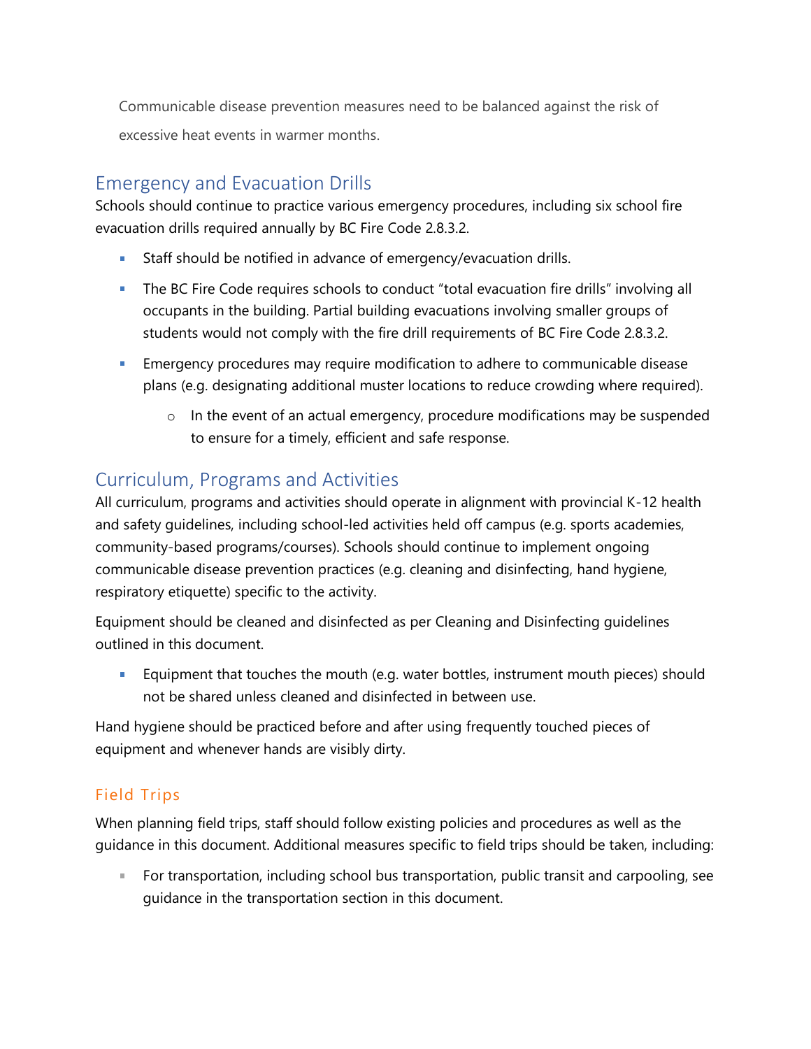Communicable disease prevention measures need to be balanced against the risk of excessive heat events in warmer months.

## Emergency and Evacuation Drills

Schools should continue to practice various emergency procedures, including six school fire evacuation drills required annually by BC Fire Code 2.8.3.2.

- Staff should be notified in advance of emergency/evacuation drills.
- The BC Fire Code requires schools to conduct "total evacuation fire drills" involving all occupants in the building. Partial building evacuations involving smaller groups of students would not comply with the fire drill requirements of BC Fire Code 2.8.3.2.
- Emergency procedures may require modification to adhere to communicable disease plans (e.g. designating additional muster locations to reduce crowding where required).
  - In the event of an actual emergency, procedure modifications may be suspended to ensure for a timely, efficient and safe response.

## Curriculum, Programs and Activities

All curriculum, programs and activities should operate in alignment with provincial K-12 health and safety guidelines, including school-led activities held off campus (e.g. sports academies, community-based programs/courses). Schools should continue to implement ongoing communicable disease prevention practices (e.g. cleaning and disinfecting, hand hygiene, respiratory etiquette) specific to the activity.

Equipment should be cleaned and disinfected as per Cleaning and Disinfecting guidelines outlined in this document.

- Equipment that touches the mouth (e.g. water bottles, instrument mouth pieces) should not be shared unless cleaned and disinfected in between use.

Hand hygiene should be practiced before and after using frequently touched pieces of equipment and whenever hands are visibly dirty.

### Field Trips

When planning field trips, staff should follow existing policies and procedures as well as the guidance in this document. Additional measures specific to field trips should be taken, including:

- For transportation, including school bus transportation, public transit and carpooling, see guidance in the transportation section in this document.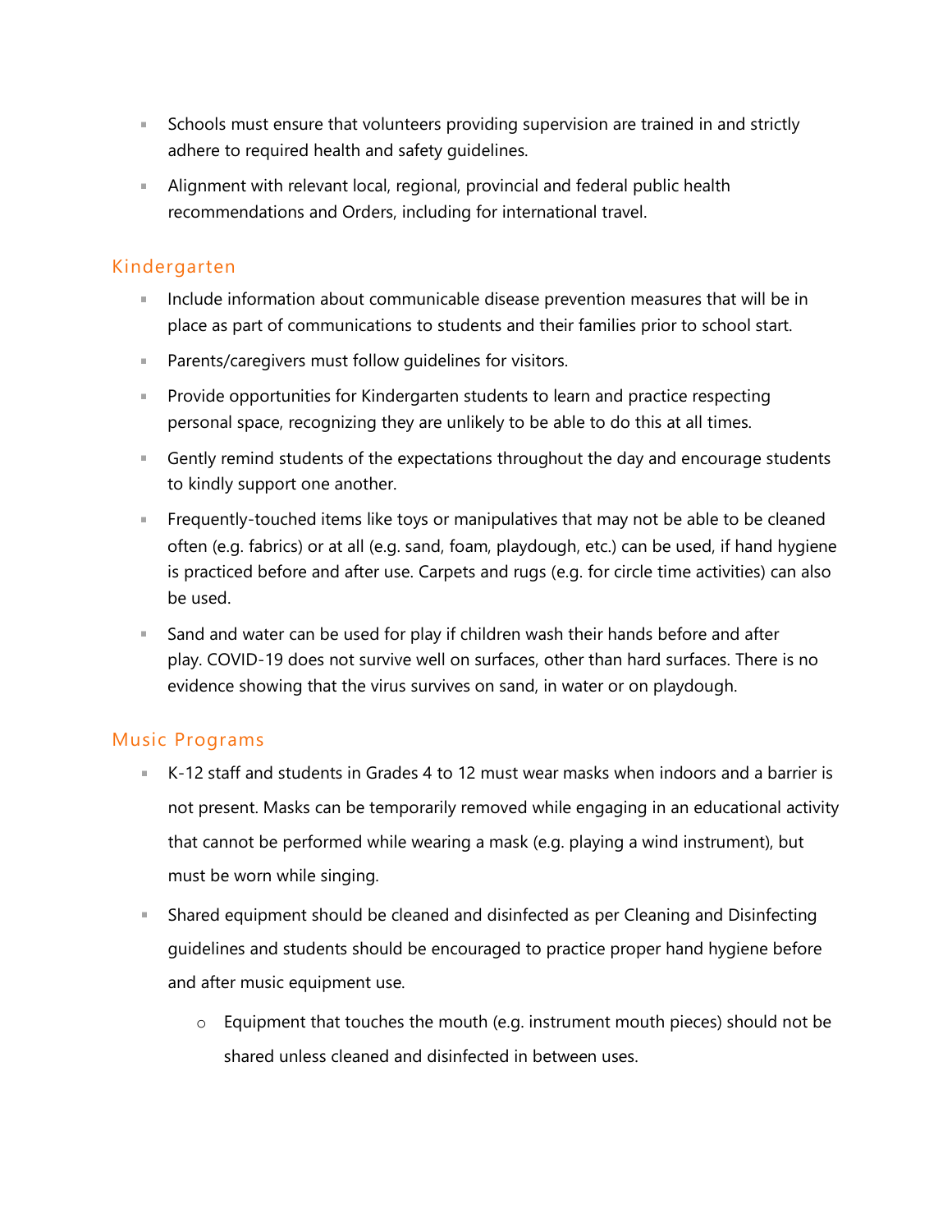- Schools must ensure that volunteers providing supervision are trained in and strictly adhere to required health and safety guidelines.
- Alignment with relevant local, regional, provincial and federal public health recommendations and Orders, including for international travel.

## Kindergarten

- Include information about communicable disease prevention measures that will be in place as part of communications to students and their families prior to school start.
- Parents/caregivers must follow guidelines for visitors.
- Provide opportunities for Kindergarten students to learn and practice respecting personal space, recognizing they are unlikely to be able to do this at all times.
- Gently remind students of the expectations throughout the day and encourage students to kindly support one another.
- Frequently-touched items like toys or manipulatives that may not be able to be cleaned often (e.g. fabrics) or at all (e.g. sand, foam, playdough, etc.) can be used, if hand hygiene is practiced before and after use. Carpets and rugs (e.g. for circle time activities) can also be used.
- Sand and water can be used for play if children wash their hands before and after play. COVID-19 does not survive well on surfaces, other than hard surfaces. There is no evidence showing that the virus survives on sand, in water or on playdough.

## Music Programs

- K-12 staff and students in Grades 4 to 12 must wear masks when indoors and a barrier is not present. Masks can be temporarily removed while engaging in an educational activity that cannot be performed while wearing a mask (e.g. playing a wind instrument), but must be worn while singing.
- Shared equipment should be cleaned and disinfected as per Cleaning and Disinfecting guidelines and students should be encouraged to practice proper hand hygiene before and after music equipment use.
  - Equipment that touches the mouth (e.g. instrument mouth pieces) should not be shared unless cleaned and disinfected in between uses.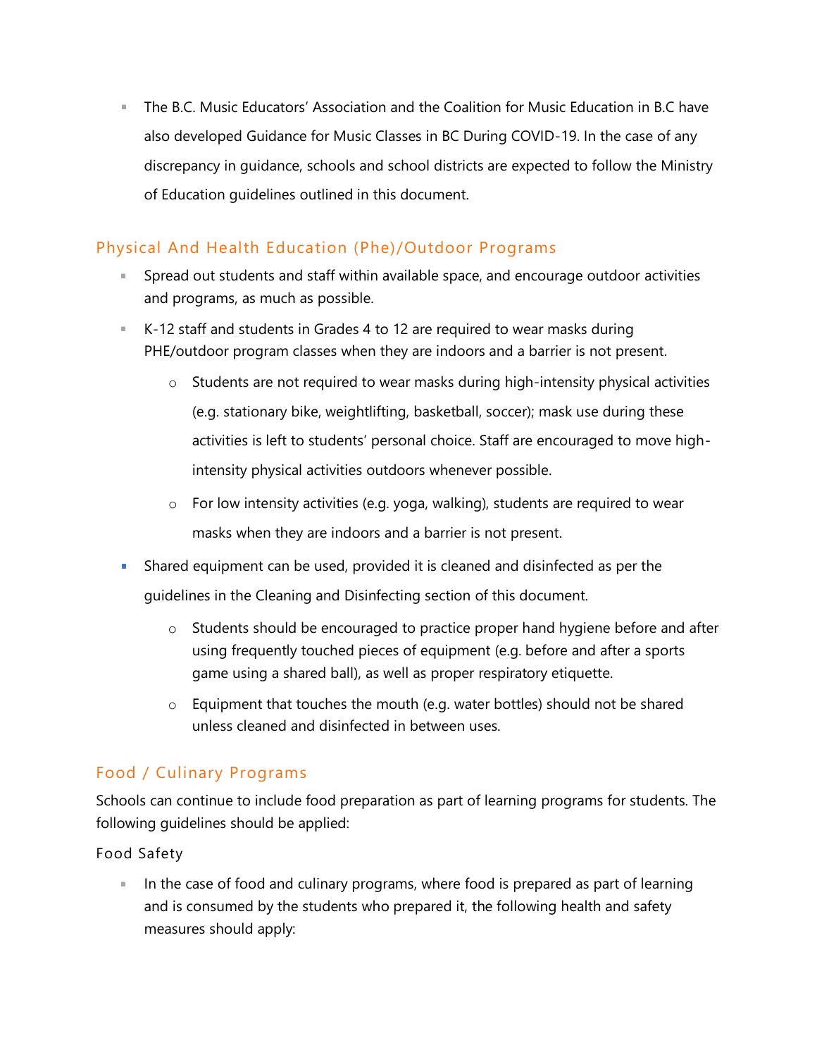- The B.C. Music Educators' Association and the Coalition for Music Education in B.C have also developed Guidance for Music Classes in BC During COVID-19. In the case of any discrepancy in guidance, schools and school districts are expected to follow the Ministry of Education guidelines outlined in this document.

## Physical And Health Education (Phe)/Outdoor Programs

- Spread out students and staff within available space, and encourage outdoor activities and programs, as much as possible.
- K-12 staff and students in Grades 4 to 12 are required to wear masks during PHE/outdoor program classes when they are indoors and a barrier is not present.
  - Students are not required to wear masks during high-intensity physical activities (e.g. stationary bike, weightlifting, basketball, soccer); mask use during these activities is left to students' personal choice. Staff are encouraged to move high-intensity physical activities outdoors whenever possible.
  - For low intensity activities (e.g. yoga, walking), students are required to wear masks when they are indoors and a barrier is not present.
- Shared equipment can be used, provided it is cleaned and disinfected as per the guidelines in the Cleaning and Disinfecting section of this document.
  - Students should be encouraged to practice proper hand hygiene before and after using frequently touched pieces of equipment (e.g. before and after a sports game using a shared ball), as well as proper respiratory etiquette.
  - Equipment that touches the mouth (e.g. water bottles) should not be shared unless cleaned and disinfected in between uses.

## Food / Culinary Programs

Schools can continue to include food preparation as part of learning programs for students. The following guidelines should be applied:

### Food Safety

- In the case of food and culinary programs, where food is prepared as part of learning and is consumed by the students who prepared it, the following health and safety measures should apply: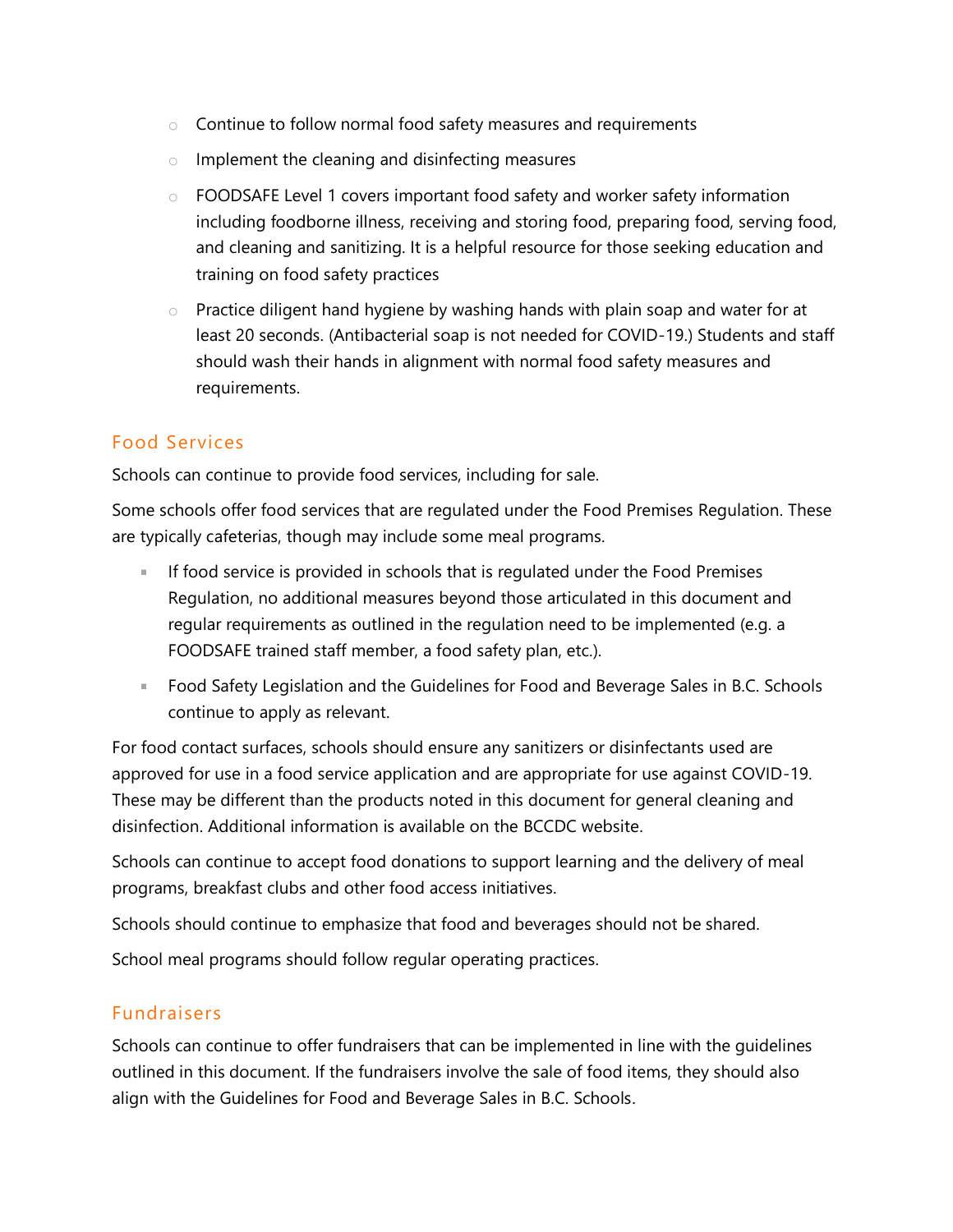- Continue to follow normal food safety measures and requirements
   - Implement the cleaning and disinfecting measures
   - FOODSAFE Level 1 covers important food safety and worker safety information including foodborne illness, receiving and storing food, preparing food, serving food, and cleaning and sanitizing. It is a helpful resource for those seeking education and training on food safety practices
   - Practice diligent hand hygiene by washing hands with plain soap and water for at least 20 seconds. (Antibacterial soap is not needed for COVID-19.) Students and staff should wash their hands in alignment with normal food safety measures and requirements.

## Food Services

Schools can continue to provide food services, including for sale.

Some schools offer food services that are regulated under the Food Premises Regulation. These are typically cafeterias, though may include some meal programs.

- If food service is provided in schools that is regulated under the Food Premises Regulation, no additional measures beyond those articulated in this document and regular requirements as outlined in the regulation need to be implemented (e.g. a FOODSAFE trained staff member, a food safety plan, etc.).
- Food Safety Legislation and the Guidelines for Food and Beverage Sales in B.C. Schools continue to apply as relevant.

For food contact surfaces, schools should ensure any sanitizers or disinfectants used are approved for use in a food service application and are appropriate for use against COVID-19. These may be different than the products noted in this document for general cleaning and disinfection. Additional information is available on the BCCDC website.

Schools can continue to accept food donations to support learning and the delivery of meal programs, breakfast clubs and other food access initiatives.

Schools should continue to emphasize that food and beverages should not be shared.

School meal programs should follow regular operating practices.

## Fundraisers

Schools can continue to offer fundraisers that can be implemented in line with the guidelines outlined in this document. If the fundraisers involve the sale of food items, they should also align with the Guidelines for Food and Beverage Sales in B.C. Schools.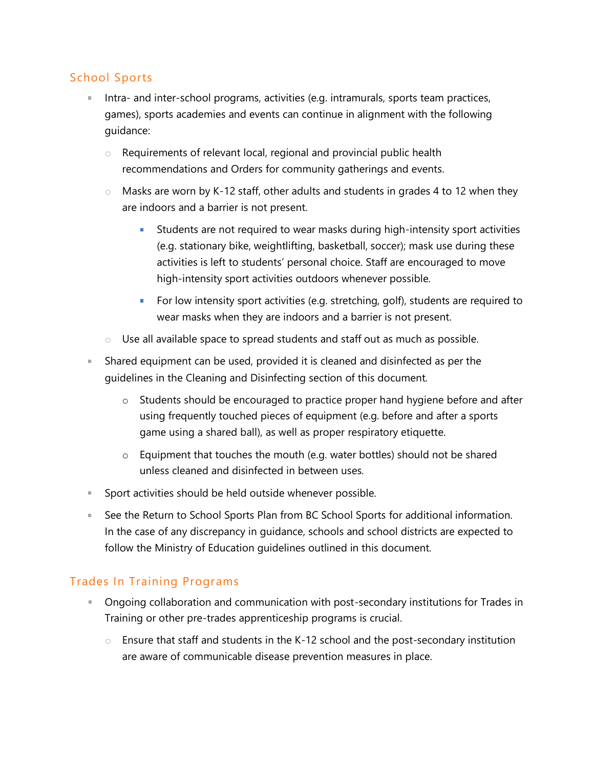## School Sports

- Intra- and inter-school programs, activities (e.g. intramurals, sports team practices, games), sports academies and events can continue in alignment with the following guidance:
  - Requirements of relevant local, regional and provincial public health recommendations and Orders for community gatherings and events.
  - Masks are worn by K-12 staff, other adults and students in grades 4 to 12 when they are indoors and a barrier is not present.
    - Students are not required to wear masks during high-intensity sport activities (e.g. stationary bike, weightlifting, basketball, soccer); mask use during these activities is left to students' personal choice. Staff are encouraged to move high-intensity sport activities outdoors whenever possible.
    - For low intensity sport activities (e.g. stretching, golf), students are required to wear masks when they are indoors and a barrier is not present.
  - Use all available space to spread students and staff out as much as possible.
- Shared equipment can be used, provided it is cleaned and disinfected as per the guidelines in the Cleaning and Disinfecting section of this document.
  - Students should be encouraged to practice proper hand hygiene before and after using frequently touched pieces of equipment (e.g. before and after a sports game using a shared ball), as well as proper respiratory etiquette.
  - Equipment that touches the mouth (e.g. water bottles) should not be shared unless cleaned and disinfected in between uses.
- Sport activities should be held outside whenever possible.
- See the Return to School Sports Plan from BC School Sports for additional information. In the case of any discrepancy in guidance, schools and school districts are expected to follow the Ministry of Education guidelines outlined in this document.

## Trades In Training Programs

- Ongoing collaboration and communication with post-secondary institutions for Trades in Training or other pre-trades apprenticeship programs is crucial.
  - Ensure that staff and students in the K-12 school and the post-secondary institution are aware of communicable disease prevention measures in place.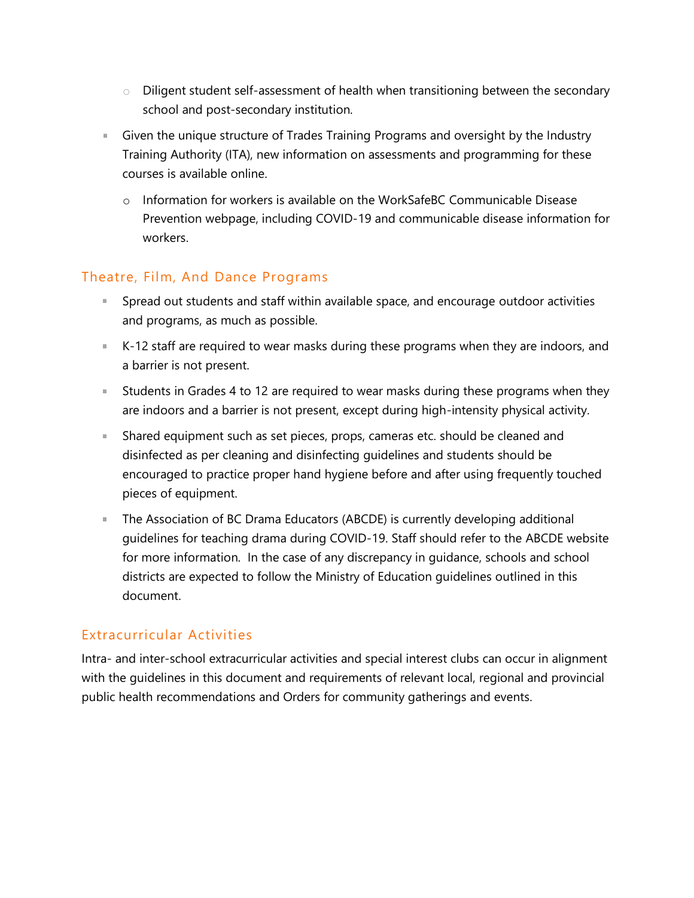- Diligent student self-assessment of health when transitioning between the secondary school and post-secondary institution.
- Given the unique structure of Trades Training Programs and oversight by the Industry Training Authority (ITA), new information on assessments and programming for these courses is available online.
  - Information for workers is available on the WorkSafeBC Communicable Disease Prevention webpage, including COVID-19 and communicable disease information for workers.

## Theatre, Film, And Dance Programs

- Spread out students and staff within available space, and encourage outdoor activities and programs, as much as possible.
- K-12 staff are required to wear masks during these programs when they are indoors, and a barrier is not present.
- Students in Grades 4 to 12 are required to wear masks during these programs when they are indoors and a barrier is not present, except during high-intensity physical activity.
- Shared equipment such as set pieces, props, cameras etc. should be cleaned and disinfected as per cleaning and disinfecting guidelines and students should be encouraged to practice proper hand hygiene before and after using frequently touched pieces of equipment.
- The Association of BC Drama Educators (ABCDE) is currently developing additional guidelines for teaching drama during COVID-19. Staff should refer to the ABCDE website for more information. In the case of any discrepancy in guidance, schools and school districts are expected to follow the Ministry of Education guidelines outlined in this document.

## Extracurricular Activities

Intra- and inter-school extracurricular activities and special interest clubs can occur in alignment with the guidelines in this document and requirements of relevant local, regional and provincial public health recommendations and Orders for community gatherings and events.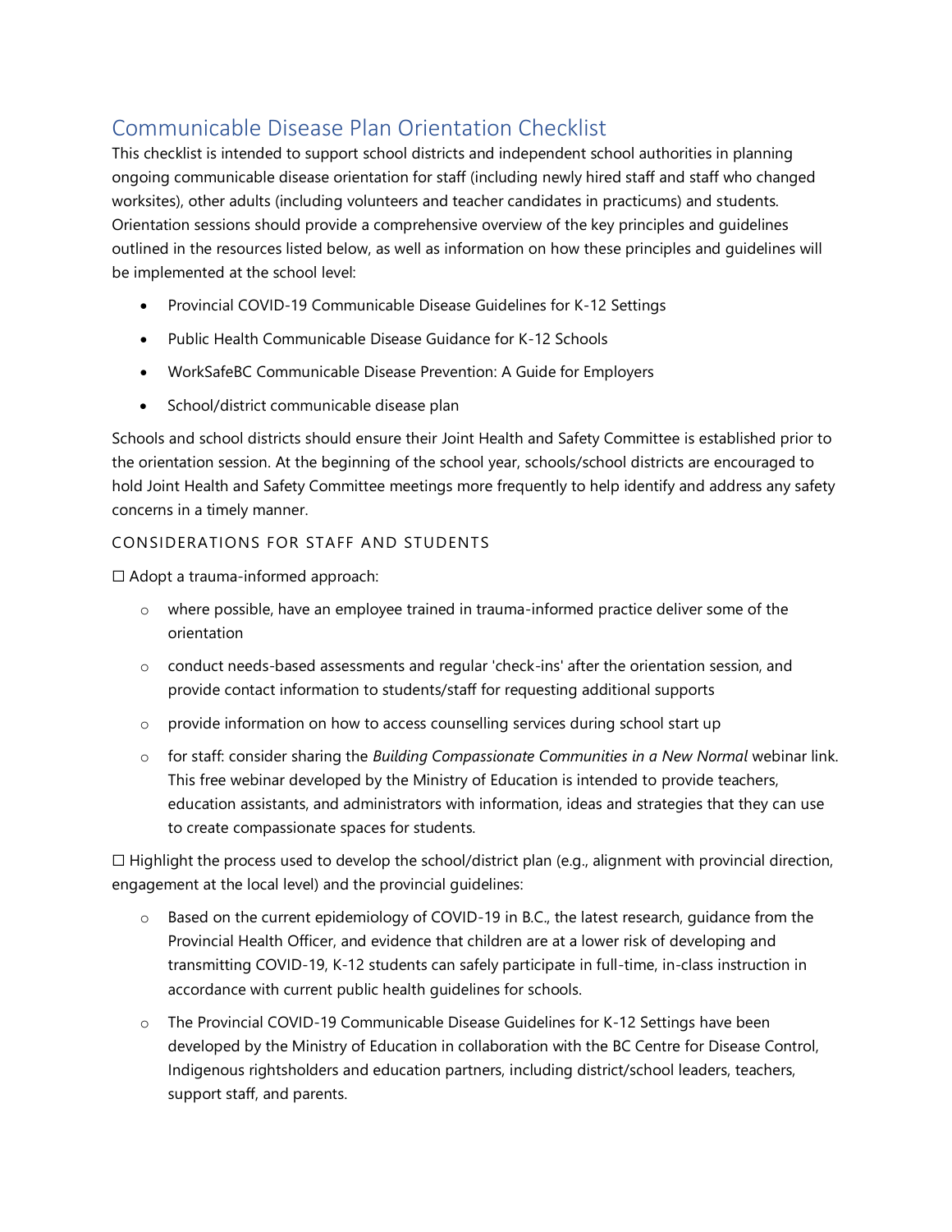## Communicable Disease Plan Orientation Checklist

This checklist is intended to support school districts and independent school authorities in planning ongoing communicable disease orientation for staff (including newly hired staff and staff who changed worksites), other adults (including volunteers and teacher candidates in practicums) and students. Orientation sessions should provide a comprehensive overview of the key principles and guidelines outlined in the resources listed below, as well as information on how these principles and guidelines will be implemented at the school level:

- Provincial COVID-19 Communicable Disease Guidelines for K-12 Settings
- Public Health Communicable Disease Guidance for K-12 Schools
- WorkSafeBC Communicable Disease Prevention: A Guide for Employers
- School/district communicable disease plan

Schools and school districts should ensure their Joint Health and Safety Committee is established prior to the orientation session. At the beginning of the school year, schools/school districts are encouraged to hold Joint Health and Safety Committee meetings more frequently to help identify and address any safety concerns in a timely manner.

### CONSIDERATIONS FOR STAFF AND STUDENTS

☐ Adopt a trauma-informed approach:

- where possible, have an employee trained in trauma-informed practice deliver some of the orientation
- conduct needs-based assessments and regular 'check-ins' after the orientation session, and provide contact information to students/staff for requesting additional supports
- provide information on how to access counselling services during school start up
- for staff: consider sharing the *Building Compassionate Communities in a New Normal* webinar link. This free webinar developed by the Ministry of Education is intended to provide teachers, education assistants, and administrators with information, ideas and strategies that they can use to create compassionate spaces for students.

☐ Highlight the process used to develop the school/district plan (e.g., alignment with provincial direction, engagement at the local level) and the provincial guidelines:

- Based on the current epidemiology of COVID-19 in B.C., the latest research, guidance from the Provincial Health Officer, and evidence that children are at a lower risk of developing and transmitting COVID-19, K-12 students can safely participate in full-time, in-class instruction in accordance with current public health guidelines for schools.
- The Provincial COVID-19 Communicable Disease Guidelines for K-12 Settings have been developed by the Ministry of Education in collaboration with the BC Centre for Disease Control, Indigenous rightsholders and education partners, including district/school leaders, teachers, support staff, and parents.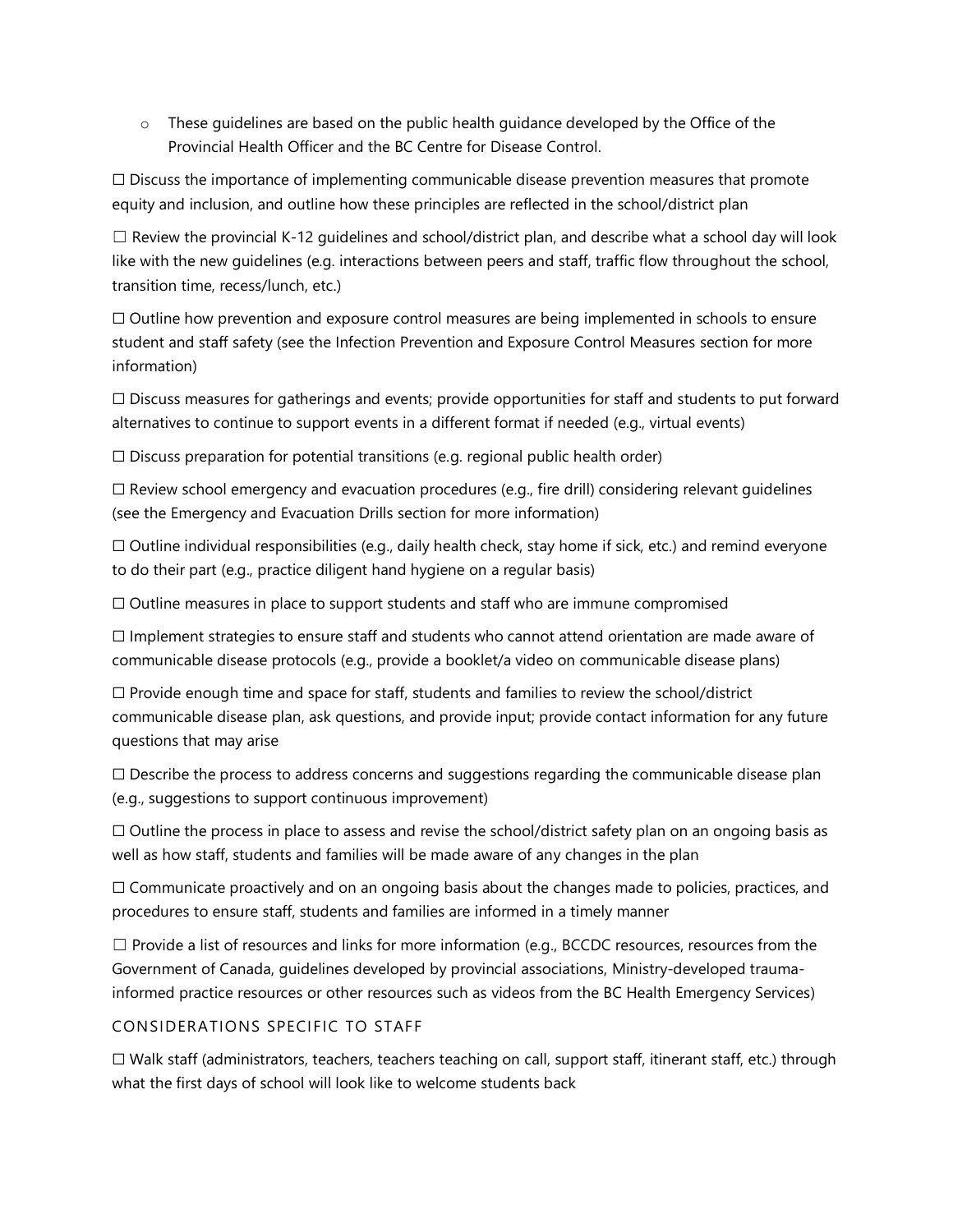- These guidelines are based on the public health guidance developed by the Office of the Provincial Health Officer and the BC Centre for Disease Control.

☐ Discuss the importance of implementing communicable disease prevention measures that promote equity and inclusion, and outline how these principles are reflected in the school/district plan

☐ Review the provincial K-12 guidelines and school/district plan, and describe what a school day will look like with the new guidelines (e.g. interactions between peers and staff, traffic flow throughout the school, transition time, recess/lunch, etc.)

☐ Outline how prevention and exposure control measures are being implemented in schools to ensure student and staff safety (see the Infection Prevention and Exposure Control Measures section for more information)

☐ Discuss measures for gatherings and events; provide opportunities for staff and students to put forward alternatives to continue to support events in a different format if needed (e.g., virtual events)

☐ Discuss preparation for potential transitions (e.g. regional public health order)

☐ Review school emergency and evacuation procedures (e.g., fire drill) considering relevant guidelines (see the Emergency and Evacuation Drills section for more information)

☐ Outline individual responsibilities (e.g., daily health check, stay home if sick, etc.) and remind everyone to do their part (e.g., practice diligent hand hygiene on a regular basis)

☐ Outline measures in place to support students and staff who are immune compromised

☐ Implement strategies to ensure staff and students who cannot attend orientation are made aware of communicable disease protocols (e.g., provide a booklet/a video on communicable disease plans)

☐ Provide enough time and space for staff, students and families to review the school/district communicable disease plan, ask questions, and provide input; provide contact information for any future questions that may arise

☐ Describe the process to address concerns and suggestions regarding the communicable disease plan (e.g., suggestions to support continuous improvement)

☐ Outline the process in place to assess and revise the school/district safety plan on an ongoing basis as well as how staff, students and families will be made aware of any changes in the plan

☐ Communicate proactively and on an ongoing basis about the changes made to policies, practices, and procedures to ensure staff, students and families are informed in a timely manner

☐ Provide a list of resources and links for more information (e.g., BCCDC resources, resources from the Government of Canada, guidelines developed by provincial associations, Ministry-developed trauma-informed practice resources or other resources such as videos from the BC Health Emergency Services)

### CONSIDERATIONS SPECIFIC TO STAFF

☐ Walk staff (administrators, teachers, teachers teaching on call, support staff, itinerant staff, etc.) through what the first days of school will look like to welcome students back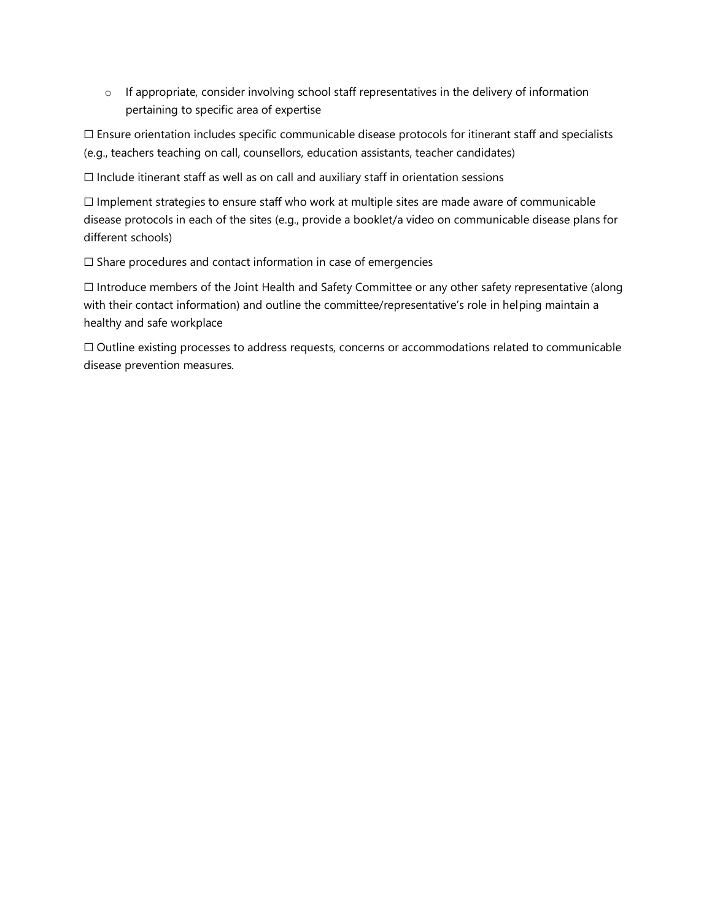- If appropriate, consider involving school staff representatives in the delivery of information pertaining to specific area of expertise

☐ Ensure orientation includes specific communicable disease protocols for itinerant staff and specialists (e.g., teachers teaching on call, counsellors, education assistants, teacher candidates)

☐ Include itinerant staff as well as on call and auxiliary staff in orientation sessions

☐ Implement strategies to ensure staff who work at multiple sites are made aware of communicable disease protocols in each of the sites (e.g., provide a booklet/a video on communicable disease plans for different schools)

☐ Share procedures and contact information in case of emergencies

☐ Introduce members of the Joint Health and Safety Committee or any other safety representative (along with their contact information) and outline the committee/representative's role in helping maintain a healthy and safe workplace

☐ Outline existing processes to address requests, concerns or accommodations related to communicable disease prevention measures.